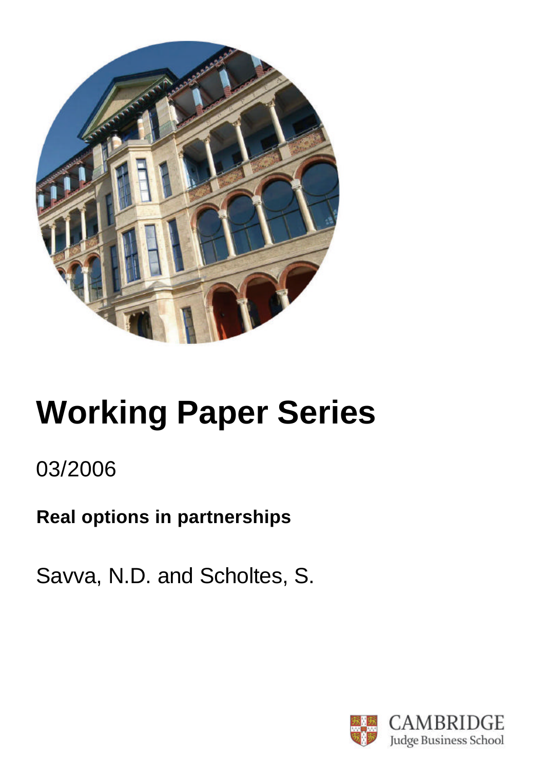# Working Paper Series

03/2006

**Real options in partnerships**

Savva, N.D. and Scholtes, S.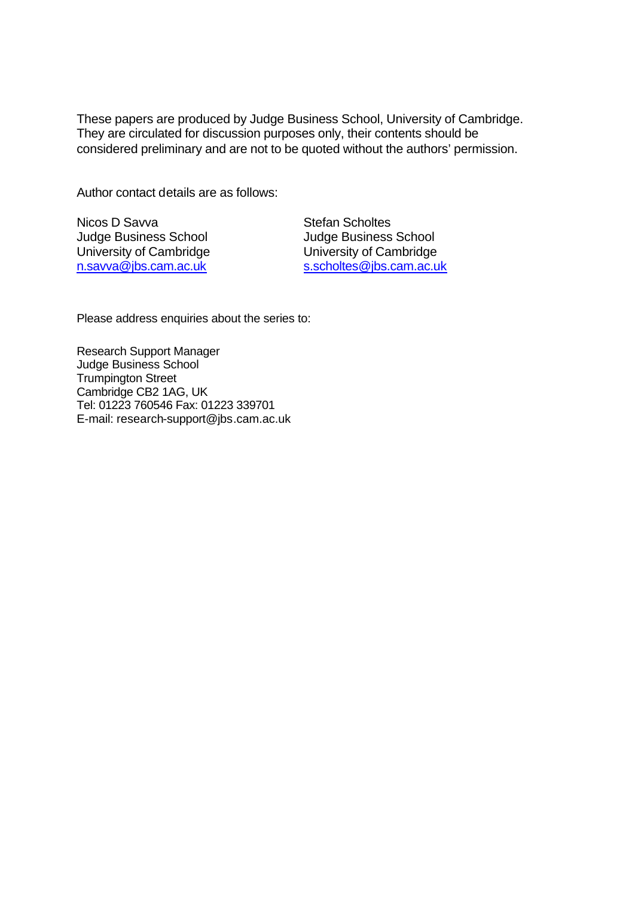These papers are produced by Judge Business School, University of Cambridge. They are circulated for discussion purposes only, their contents should be considered preliminary and are not to be quoted without the authors' permission.

Author contact details are as follows:

Nicos D Savva
Judge Business School
University of Cambridge
n.savva@jbs.cam.ac.uk

Stefan Scholtes
Judge Business School
University of Cambridge
s.scholtes@jbs.cam.ac.uk

Please address enquiries about the series to:

Research Support Manager
Judge Business School
Trumpington Street
Cambridge CB2 1AG, UK
Tel: 01223 760546 Fax: 01223 339701
E-mail: research-support@jbs.cam.ac.uk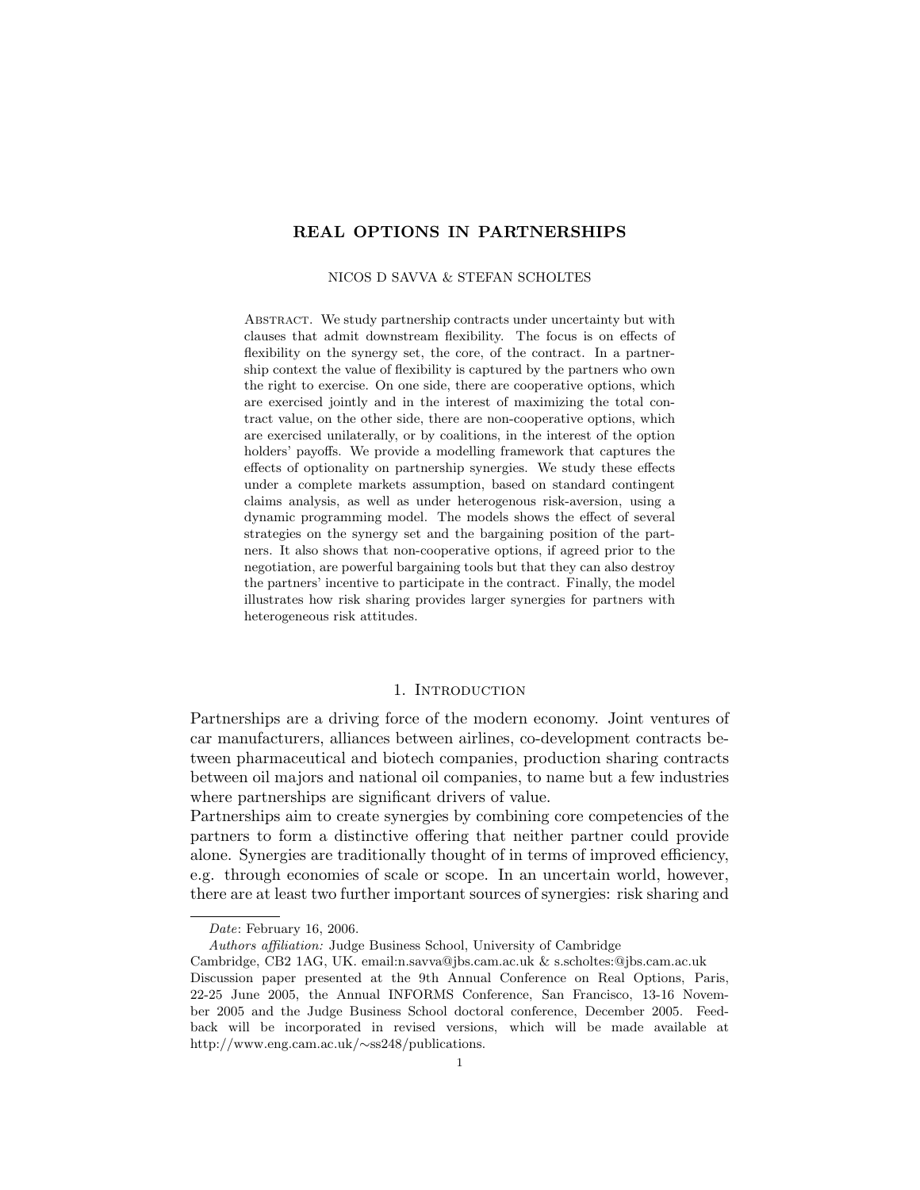# REAL OPTIONS IN PARTNERSHIPS

NICOS D SAVVA & STEFAN SCHOLTES

ABSTRACT. We study partnership contracts under uncertainty but with clauses that admit downstream flexibility. The focus is on effects of flexibility on the synergy set, the core, of the contract. In a partnership context the value of flexibility is captured by the partners who own the right to exercise. On one side, there are cooperative options, which are exercised jointly and in the interest of maximizing the total contract value, on the other side, there are non-cooperative options, which are exercised unilaterally, or by coalitions, in the interest of the option holders' payoffs. We provide a modelling framework that captures the effects of optionality on partnership synergies. We study these effects under a complete markets assumption, based on standard contingent claims analysis, as well as under heterogenous risk-aversion, using a dynamic programming model. The models shows the effect of several strategies on the synergy set and the bargaining position of the partners. It also shows that non-cooperative options, if agreed prior to the negotiation, are powerful bargaining tools but that they can also destroy the partners' incentive to participate in the contract. Finally, the model illustrates how risk sharing provides larger synergies for partners with heterogeneous risk attitudes.

## 1. Introduction

Partnerships are a driving force of the modern economy. Joint ventures of car manufacturers, alliances between airlines, co-development contracts between pharmaceutical and biotech companies, production sharing contracts between oil majors and national oil companies, to name but a few industries where partnerships are significant drivers of value.

Partnerships aim to create synergies by combining core competencies of the partners to form a distinctive offering that neither partner could provide alone. Synergies are traditionally thought of in terms of improved efficiency, e.g. through economies of scale or scope. In an uncertain world, however, there are at least two further important sources of synergies: risk sharing and

---

*Date*: February 16, 2006.

*Authors affiliation:* Judge Business School, University of Cambridge Cambridge, CB2 1AG, UK. email:n.savva@jbs.cam.ac.uk & s.scholtes:@jbs.cam.ac.uk

Discussion paper presented at the 9th Annual Conference on Real Options, Paris, 22-25 June 2005, the Annual INFORMS Conference, San Francisco, 13-16 November 2005 and the Judge Business School doctoral conference, December 2005. Feedback will be incorporated in revised versions, which will be made available at http://www.eng.cam.ac.uk/∼ss248/publications.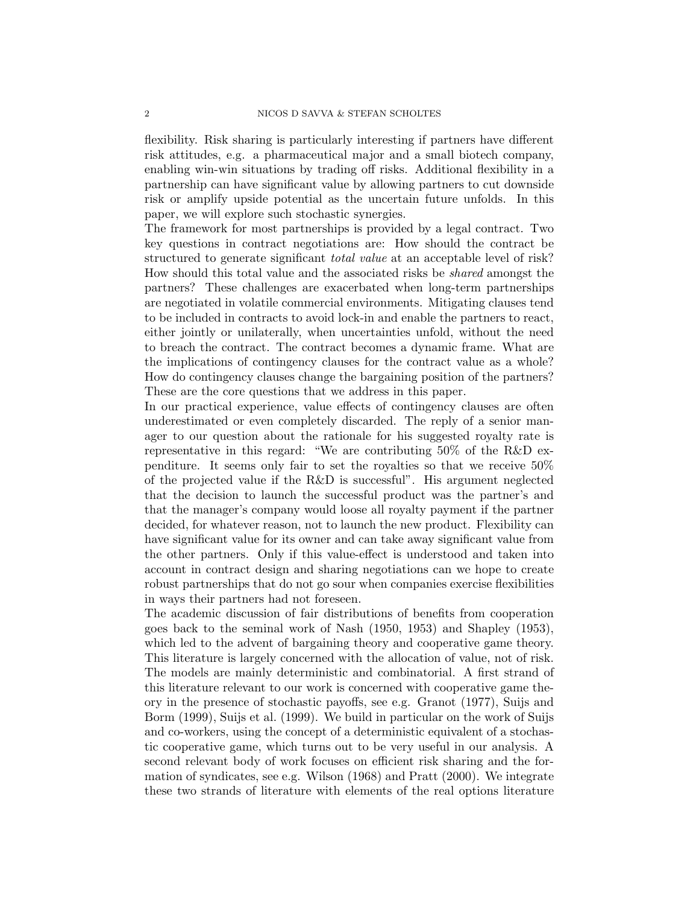flexibility. Risk sharing is particularly interesting if partners have different risk attitudes, e.g. a pharmaceutical major and a small biotech company, enabling win-win situations by trading off risks. Additional flexibility in a partnership can have significant value by allowing partners to cut downside risk or amplify upside potential as the uncertain future unfolds. In this paper, we will explore such stochastic synergies.

The framework for most partnerships is provided by a legal contract. Two key questions in contract negotiations are: How should the contract be structured to generate significant *total value* at an acceptable level of risk? How should this total value and the associated risks be *shared* amongst the partners? These challenges are exacerbated when long-term partnerships are negotiated in volatile commercial environments. Mitigating clauses tend to be included in contracts to avoid lock-in and enable the partners to react, either jointly or unilaterally, when uncertainties unfold, without the need to breach the contract. The contract becomes a dynamic frame. What are the implications of contingency clauses for the contract value as a whole? How do contingency clauses change the bargaining position of the partners? These are the core questions that we address in this paper.

In our practical experience, value effects of contingency clauses are often underestimated or even completely discarded. The reply of a senior manager to our question about the rationale for his suggested royalty rate is representative in this regard: "We are contributing 50% of the R&D expenditure. It seems only fair to set the royalties so that we receive 50% of the projected value if the R&D is successful". His argument neglected that the decision to launch the successful product was the partner's and that the manager's company would loose all royalty payment if the partner decided, for whatever reason, not to launch the new product. Flexibility can have significant value for its owner and can take away significant value from the other partners. Only if this value-effect is understood and taken into account in contract design and sharing negotiations can we hope to create robust partnerships that do not go sour when companies exercise flexibilities in ways their partners had not foreseen.

The academic discussion of fair distributions of benefits from cooperation goes back to the seminal work of Nash (1950, 1953) and Shapley (1953), which led to the advent of bargaining theory and cooperative game theory. This literature is largely concerned with the allocation of value, not of risk. The models are mainly deterministic and combinatorial. A first strand of this literature relevant to our work is concerned with cooperative game theory in the presence of stochastic payoffs, see e.g. Granot (1977), Suijs and Borm (1999), Suijs et al. (1999). We build in particular on the work of Suijs and co-workers, using the concept of a deterministic equivalent of a stochastic cooperative game, which turns out to be very useful in our analysis. A second relevant body of work focuses on efficient risk sharing and the formation of syndicates, see e.g. Wilson (1968) and Pratt (2000). We integrate these two strands of literature with elements of the real options literature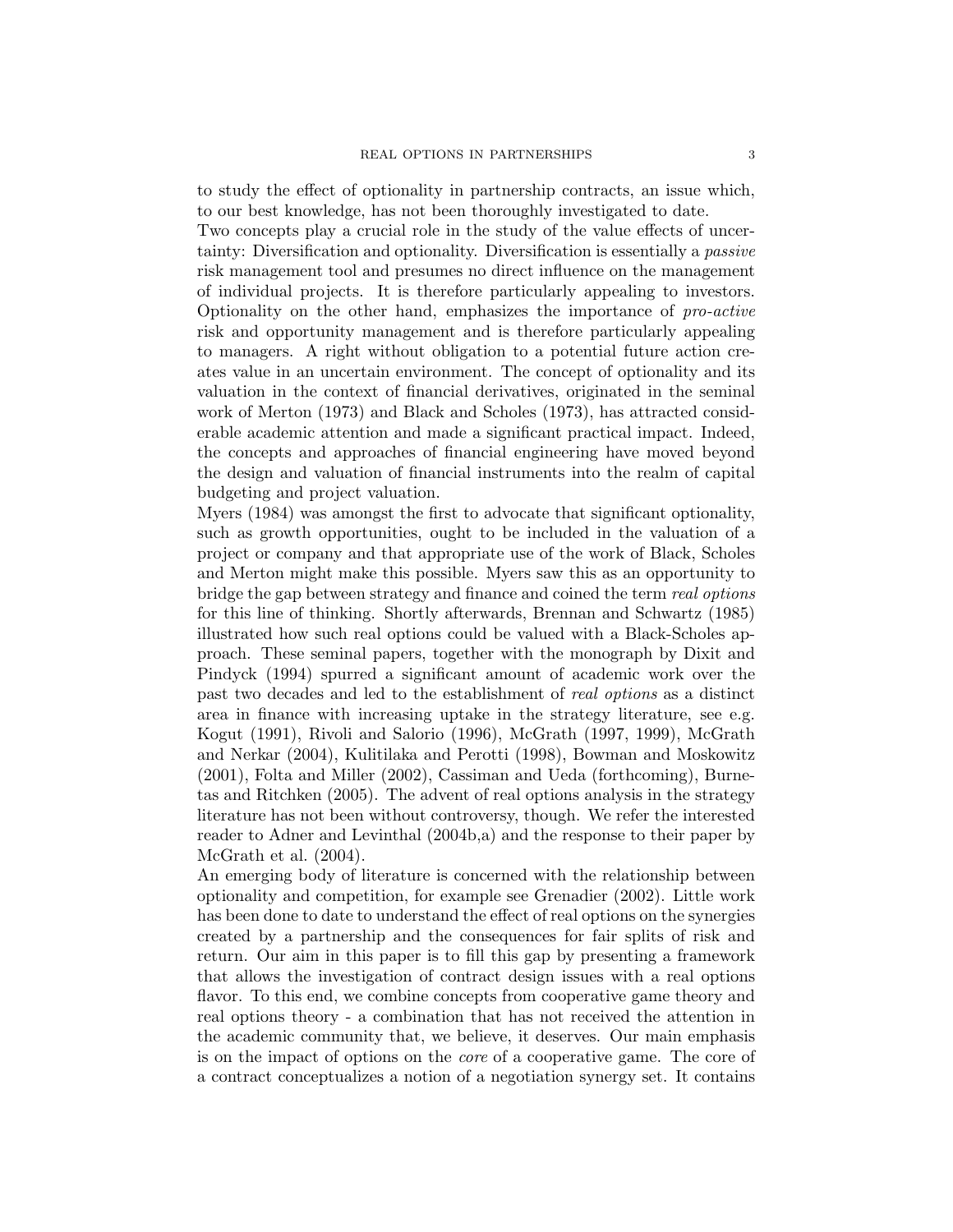to study the effect of optionality in partnership contracts, an issue which, to our best knowledge, has not been thoroughly investigated to date.

Two concepts play a crucial role in the study of the value effects of uncertainty: Diversification and optionality. Diversification is essentially a *passive* risk management tool and presumes no direct influence on the management of individual projects. It is therefore particularly appealing to investors. Optionality on the other hand, emphasizes the importance of *pro-active* risk and opportunity management and is therefore particularly appealing to managers. A right without obligation to a potential future action creates value in an uncertain environment. The concept of optionality and its valuation in the context of financial derivatives, originated in the seminal work of Merton (1973) and Black and Scholes (1973), has attracted considerable academic attention and made a significant practical impact. Indeed, the concepts and approaches of financial engineering have moved beyond the design and valuation of financial instruments into the realm of capital budgeting and project valuation.

Myers (1984) was amongst the first to advocate that significant optionality, such as growth opportunities, ought to be included in the valuation of a project or company and that appropriate use of the work of Black, Scholes and Merton might make this possible. Myers saw this as an opportunity to bridge the gap between strategy and finance and coined the term *real options* for this line of thinking. Shortly afterwards, Brennan and Schwartz (1985) illustrated how such real options could be valued with a Black-Scholes approach. These seminal papers, together with the monograph by Dixit and Pindyck (1994) spurred a significant amount of academic work over the past two decades and led to the establishment of *real options* as a distinct area in finance with increasing uptake in the strategy literature, see e.g. Kogut (1991), Rivoli and Salorio (1996), McGrath (1997, 1999), McGrath and Nerkar (2004), Kulitilaka and Perotti (1998), Bowman and Moskowitz (2001), Folta and Miller (2002), Cassiman and Ueda (forthcoming), Burnetas and Ritchken (2005). The advent of real options analysis in the strategy literature has not been without controversy, though. We refer the interested reader to Adner and Levinthal (2004b,a) and the response to their paper by McGrath et al. (2004).

An emerging body of literature is concerned with the relationship between optionality and competition, for example see Grenadier (2002). Little work has been done to date to understand the effect of real options on the synergies created by a partnership and the consequences for fair splits of risk and return. Our aim in this paper is to fill this gap by presenting a framework that allows the investigation of contract design issues with a real options flavor. To this end, we combine concepts from cooperative game theory and real options theory - a combination that has not received the attention in the academic community that, we believe, it deserves. Our main emphasis is on the impact of options on the *core* of a cooperative game. The core of a contract conceptualizes a notion of a negotiation synergy set. It contains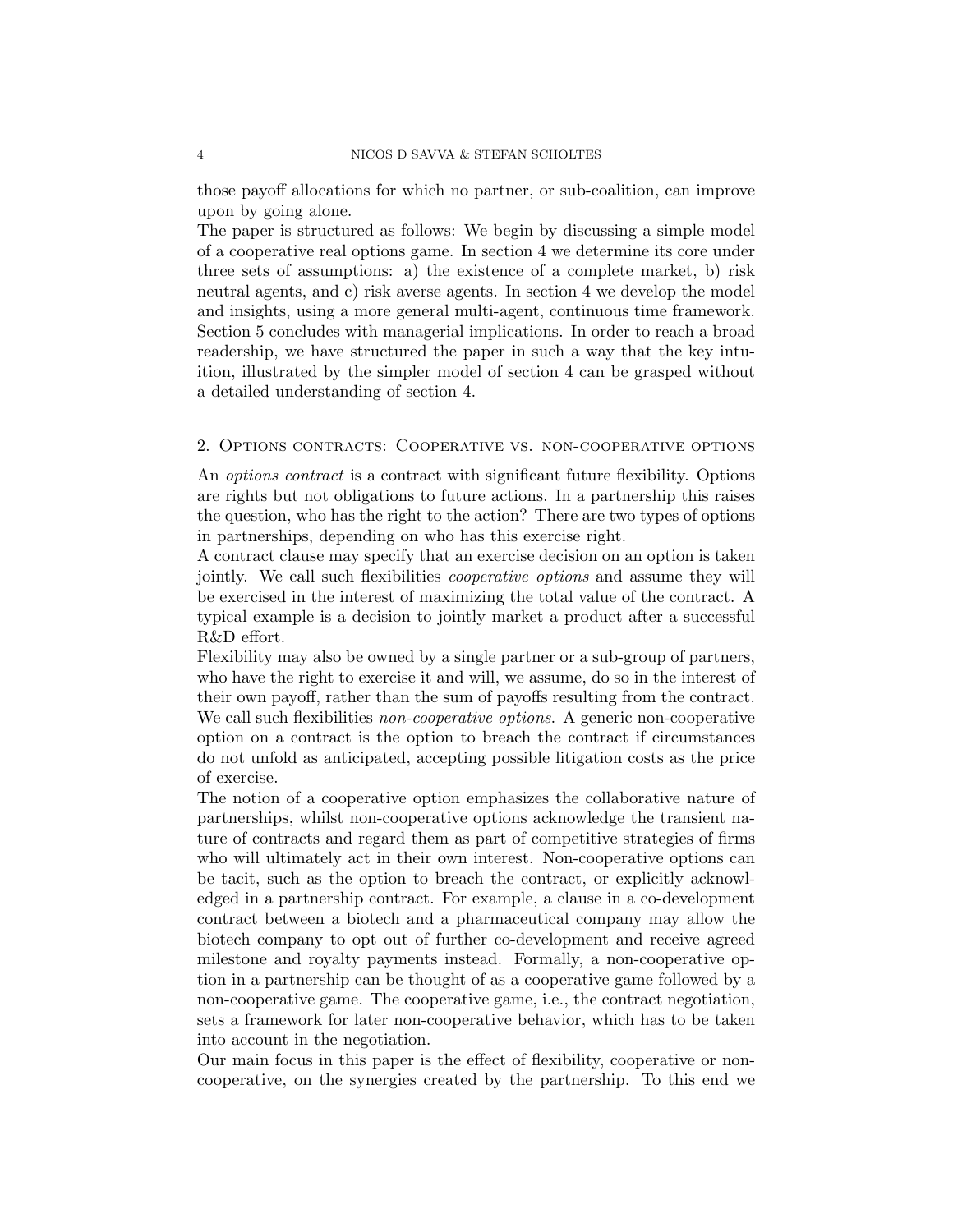those payoff allocations for which no partner, or sub-coalition, can improve upon by going alone.

The paper is structured as follows: We begin by discussing a simple model of a cooperative real options game. In section 4 we determine its core under three sets of assumptions: a) the existence of a complete market, b) risk neutral agents, and c) risk averse agents. In section 4 we develop the model and insights, using a more general multi-agent, continuous time framework. Section 5 concludes with managerial implications. In order to reach a broad readership, we have structured the paper in such a way that the key intuition, illustrated by the simpler model of section 4 can be grasped without a detailed understanding of section 4.

## 2. Options contracts: Cooperative vs. non-cooperative options

An *options contract* is a contract with significant future flexibility. Options are rights but not obligations to future actions. In a partnership this raises the question, who has the right to the action? There are two types of options in partnerships, depending on who has this exercise right.

A contract clause may specify that an exercise decision on an option is taken jointly. We call such flexibilities *cooperative options* and assume they will be exercised in the interest of maximizing the total value of the contract. A typical example is a decision to jointly market a product after a successful R&D effort.

Flexibility may also be owned by a single partner or a sub-group of partners, who have the right to exercise it and will, we assume, do so in the interest of their own payoff, rather than the sum of payoffs resulting from the contract. We call such flexibilities *non-cooperative options*. A generic non-cooperative option on a contract is the option to breach the contract if circumstances do not unfold as anticipated, accepting possible litigation costs as the price of exercise.

The notion of a cooperative option emphasizes the collaborative nature of partnerships, whilst non-cooperative options acknowledge the transient nature of contracts and regard them as part of competitive strategies of firms who will ultimately act in their own interest. Non-cooperative options can be tacit, such as the option to breach the contract, or explicitly acknowledged in a partnership contract. For example, a clause in a co-development contract between a biotech and a pharmaceutical company may allow the biotech company to opt out of further co-development and receive agreed milestone and royalty payments instead. Formally, a non-cooperative option in a partnership can be thought of as a cooperative game followed by a non-cooperative game. The cooperative game, i.e., the contract negotiation, sets a framework for later non-cooperative behavior, which has to be taken into account in the negotiation.

Our main focus in this paper is the effect of flexibility, cooperative or non-cooperative, on the synergies created by the partnership. To this end we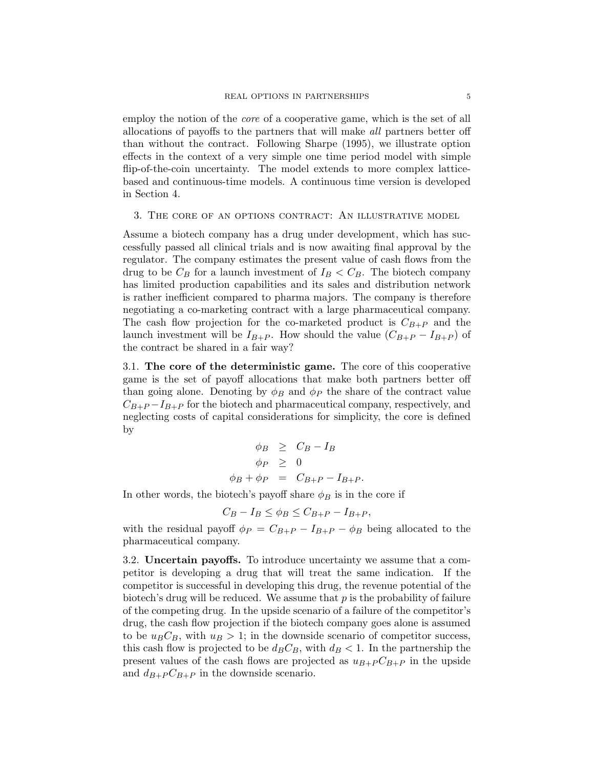employ the notion of the *core* of a cooperative game, which is the set of all allocations of payoffs to the partners that will make *all* partners better off than without the contract. Following Sharpe (1995), we illustrate option effects in the context of a very simple one time period model with simple flip-of-the-coin uncertainty. The model extends to more complex lattice-based and continuous-time models. A continuous time version is developed in Section 4.

## 3. The core of an options contract: An illustrative model

Assume a biotech company has a drug under development, which has successfully passed all clinical trials and is now awaiting final approval by the regulator. The company estimates the present value of cash flows from the drug to be $C_B$ for a launch investment of $I_B < C_B$. The biotech company has limited production capabilities and its sales and distribution network is rather inefficient compared to pharma majors. The company is therefore negotiating a co-marketing contract with a large pharmaceutical company. The cash flow projection for the co-marketed product is $C_{B+P}$ and the launch investment will be $I_{B+P}$. How should the value $(C_{B+P} - I_{B+P})$ of the contract be shared in a fair way?

3.1. **The core of the deterministic game.** The core of this cooperative game is the set of payoff allocations that make both partners better off than going alone. Denoting by $\phi_B$ and $\phi_P$ the share of the contract value $C_{B+P} - I_{B+P}$ for the biotech and pharmaceutical company, respectively, and neglecting costs of capital considerations for simplicity, the core is defined by

$$\begin{aligned}
\phi_B &\geq C_B - I_B \\
\phi_P &\geq 0 \\
\phi_B + \phi_P &= C_{B+P} - I_{B+P}.
\end{aligned}$$

In other words, the biotech's payoff share $\phi_B$ is in the core if

$$C_B - I_B \leq \phi_B \leq C_{B+P} - I_{B+P},$$

with the residual payoff $\phi_P = C_{B+P} - I_{B+P} - \phi_B$ being allocated to the pharmaceutical company.

3.2. **Uncertain payoffs.** To introduce uncertainty we assume that a competitor is developing a drug that will treat the same indication. If the competitor is successful in developing this drug, the revenue potential of the biotech's drug will be reduced. We assume that $p$ is the probability of failure of the competing drug. In the upside scenario of a failure of the competitor's drug, the cash flow projection if the biotech company goes alone is assumed to be $u_B C_B$, with $u_B > 1$; in the downside scenario of competitor success, this cash flow is projected to be $d_B C_B$, with $d_B < 1$. In the partnership the present values of the cash flows are projected as $u_{B+P} C_{B+P}$ in the upside and $d_{B+P} C_{B+P}$ in the downside scenario.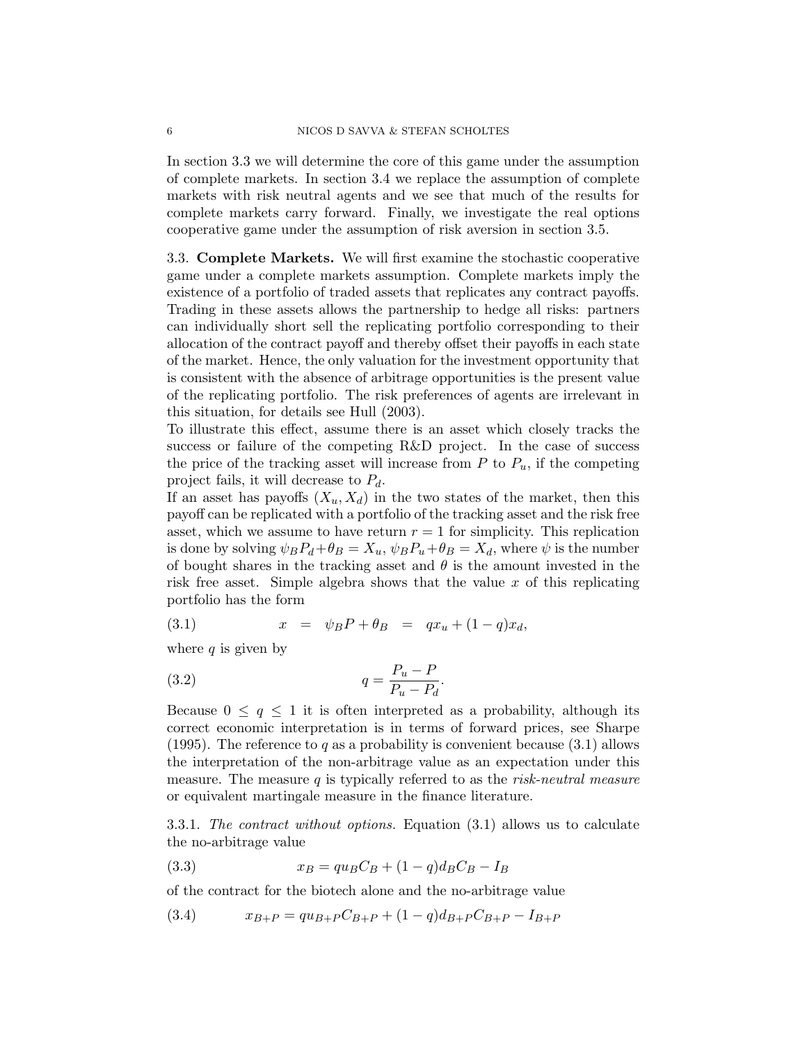In section 3.3 we will determine the core of this game under the assumption of complete markets. In section 3.4 we replace the assumption of complete markets with risk neutral agents and we see that much of the results for complete markets carry forward. Finally, we investigate the real options cooperative game under the assumption of risk aversion in section 3.5.

3.3. **Complete Markets.** We will first examine the stochastic cooperative game under a complete markets assumption. Complete markets imply the existence of a portfolio of traded assets that replicates any contract payoffs. Trading in these assets allows the partnership to hedge all risks: partners can individually short sell the replicating portfolio corresponding to their allocation of the contract payoff and thereby offset their payoffs in each state of the market. Hence, the only valuation for the investment opportunity that is consistent with the absence of arbitrage opportunities is the present value of the replicating portfolio. The risk preferences of agents are irrelevant in this situation, for details see Hull (2003).

To illustrate this effect, assume there is an asset which closely tracks the success or failure of the competing R&D project. In the case of success the price of the tracking asset will increase from $P$ to $P_u$, if the competing project fails, it will decrease to $P_d$.

If an asset has payoffs $(X_u, X_d)$ in the two states of the market, then this payoff can be replicated with a portfolio of the tracking asset and the risk free asset, which we assume to have return $r = 1$ for simplicity. This replication is done by solving $\psi_B P_d + \theta_B = X_u$, $\psi_B P_u + \theta_B = X_d$, where $\psi$ is the number of bought shares in the tracking asset and $\theta$ is the amount invested in the risk free asset. Simple algebra shows that the value $x$ of this replicating portfolio has the form

$$x \quad = \quad \psi_B P + \theta_B \quad = \quad q x_u + (1-q) x_d, \tag{3.1}$$

where $q$ is given by

$$q = \frac{P_u - P}{P_u - P_d}. \tag{3.2}$$

Because $0 \leq q \leq 1$ it is often interpreted as a probability, although its correct economic interpretation is in terms of forward prices, see Sharpe (1995). The reference to $q$ as a probability is convenient because (3.1) allows the interpretation of the non-arbitrage value as an expectation under this measure. The measure $q$ is typically referred to as the *risk-neutral measure* or equivalent martingale measure in the finance literature.

3.3.1. *The contract without options.* Equation (3.1) allows us to calculate the no-arbitrage value

$$x_B = q u_B C_B + (1-q) d_B C_B - I_B \tag{3.3}$$

of the contract for the biotech alone and the no-arbitrage value

$$x_{B+P} = q u_{B+P} C_{B+P} + (1-q) d_{B+P} C_{B+P} - I_{B+P} \tag{3.4}$$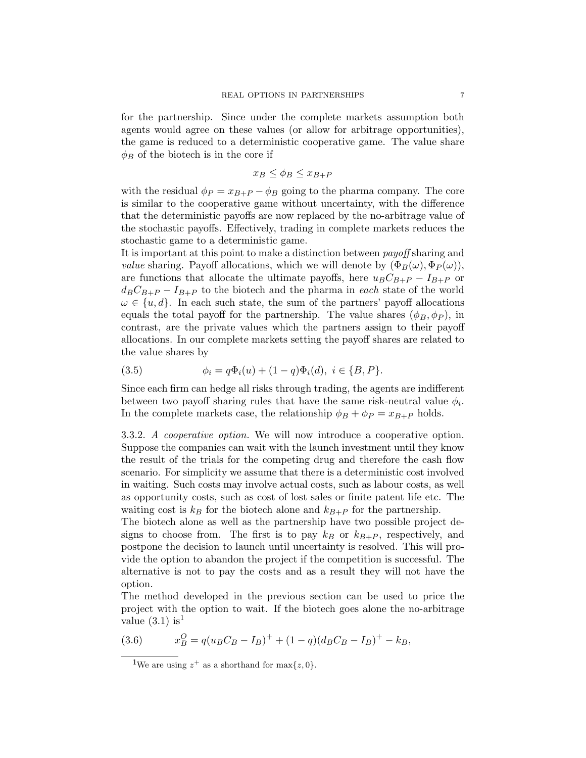for the partnership. Since under the complete markets assumption both agents would agree on these values (or allow for arbitrage opportunities), the game is reduced to a deterministic cooperative game. The value share $\phi_B$ of the biotech is in the core if

$$x_B \leq \phi_B \leq x_{B+P}$$

with the residual $\phi_P = x_{B+P} - \phi_B$ going to the pharma company. The core is similar to the cooperative game without uncertainty, with the difference that the deterministic payoffs are now replaced by the no-arbitrage value of the stochastic payoffs. Effectively, trading in complete markets reduces the stochastic game to a deterministic game.

It is important at this point to make a distinction between *payoff* sharing and *value* sharing. Payoff allocations, which we will denote by $(\Phi_B(\omega), \Phi_P(\omega))$, are functions that allocate the ultimate payoffs, here $u_B C_{B+P} - I_{B+P}$ or $d_B C_{B+P} - I_{B+P}$ to the biotech and the pharma in *each* state of the world $\omega \in \{u, d\}$. In each such state, the sum of the partners' payoff allocations equals the total payoff for the partnership. The value shares $(\phi_B, \phi_P)$, in contrast, are the private values which the partners assign to their payoff allocations. In our complete markets setting the payoff shares are related to the value shares by

$$\phi_i = q\Phi_i(u) + (1-q)\Phi_i(d), \; i \in \{B, P\}. \tag{3.5}$$

Since each firm can hedge all risks through trading, the agents are indifferent between two payoff sharing rules that have the same risk-neutral value $\phi_i$. In the complete markets case, the relationship $\phi_B + \phi_P = x_{B+P}$ holds.

3.3.2. *A cooperative option.* We will now introduce a cooperative option. Suppose the companies can wait with the launch investment until they know the result of the trials for the competing drug and therefore the cash flow scenario. For simplicity we assume that there is a deterministic cost involved in waiting. Such costs may involve actual costs, such as labour costs, as well as opportunity costs, such as cost of lost sales or finite patent life etc. The waiting cost is $k_B$ for the biotech alone and $k_{B+P}$ for the partnership.

The biotech alone as well as the partnership have two possible project designs to choose from. The first is to pay $k_B$ or $k_{B+P}$, respectively, and postpone the decision to launch until uncertainty is resolved. This will provide the option to abandon the project if the competition is successful. The alternative is not to pay the costs and as a result they will not have the option.

The method developed in the previous section can be used to price the project with the option to wait. If the biotech goes alone the no-arbitrage value (3.1) is[1]

$$x_B^O = q(u_B C_B - I_B)^+ + (1-q)(d_B C_B - I_B)^+ - k_B, \tag{3.6}$$

[1]We are using $z^+$ as a shorthand for $\max\{z, 0\}$.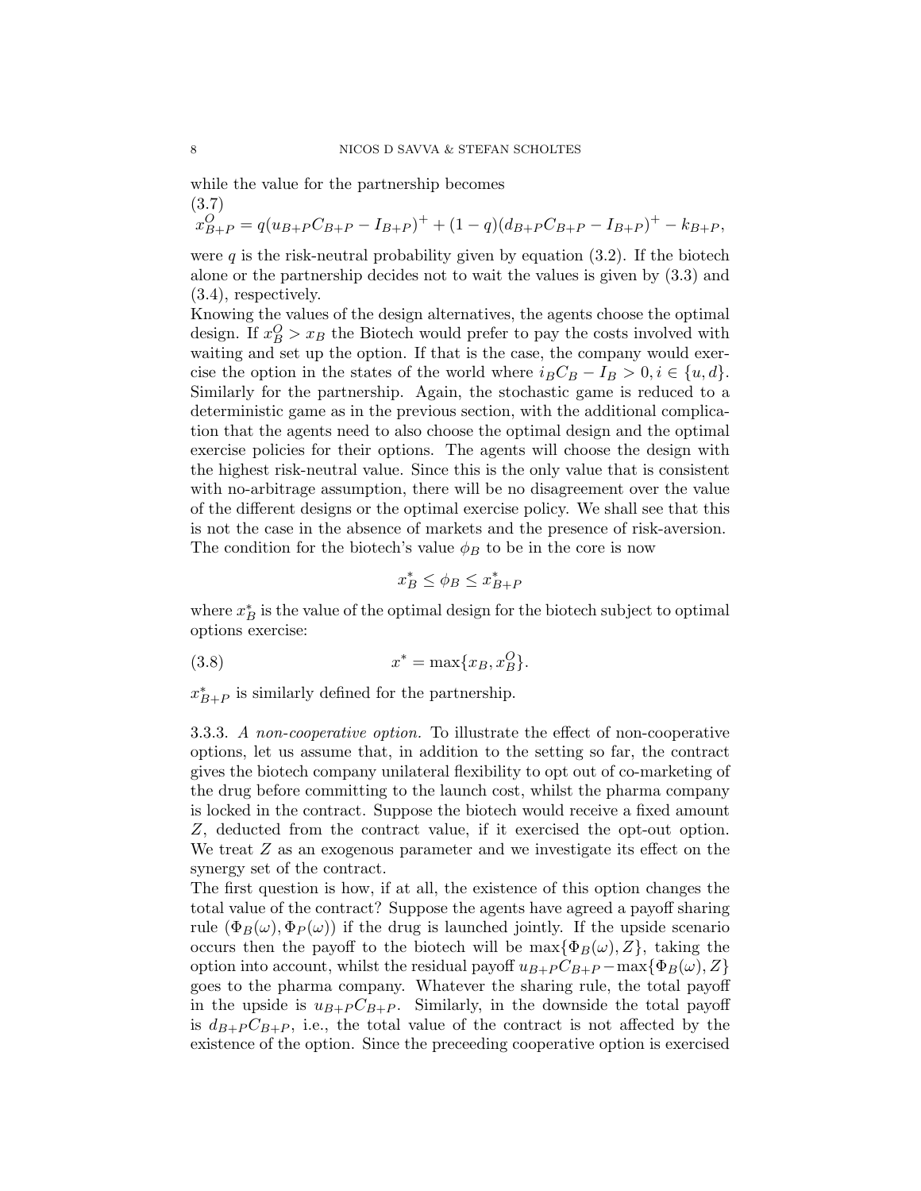while the value for the partnership becomes

$$x^O_{B+P} = q(u_{B+P}C_{B+P} - I_{B+P})^+ + (1-q)(d_{B+P}C_{B+P} - I_{B+P})^+ - k_{B+P}, \tag{3.7}$$

were $q$ is the risk-neutral probability given by equation (3.2). If the biotech alone or the partnership decides not to wait the values is given by (3.3) and (3.4), respectively.

Knowing the values of the design alternatives, the agents choose the optimal design. If $x^O_B > x_B$ the Biotech would prefer to pay the costs involved with waiting and set up the option. If that is the case, the company would exercise the option in the states of the world where $i_B C_B - I_B > 0, i \in \{u, d\}$. Similarly for the partnership. Again, the stochastic game is reduced to a deterministic game as in the previous section, with the additional complication that the agents need to also choose the optimal design and the optimal exercise policies for their options. The agents will choose the design with the highest risk-neutral value. Since this is the only value that is consistent with no-arbitrage assumption, there will be no disagreement over the value of the different designs or the optimal exercise policy. We shall see that this is not the case in the absence of markets and the presence of risk-aversion. The condition for the biotech's value $\phi_B$ to be in the core is now

$$x^*_B \leq \phi_B \leq x^*_{B+P}$$

where $x^*_B$ is the value of the optimal design for the biotech subject to optimal options exercise:

$$x^* = \max\{x_B, x^O_B\}. \tag{3.8}$$

$x^*_{B+P}$ is similarly defined for the partnership.

3.3.3. *A non-cooperative option.* To illustrate the effect of non-cooperative options, let us assume that, in addition to the setting so far, the contract gives the biotech company unilateral flexibility to opt out of co-marketing of the drug before committing to the launch cost, whilst the pharma company is locked in the contract. Suppose the biotech would receive a fixed amount $Z$, deducted from the contract value, if it exercised the opt-out option. We treat $Z$ as an exogenous parameter and we investigate its effect on the synergy set of the contract.

The first question is how, if at all, the existence of this option changes the total value of the contract? Suppose the agents have agreed a payoff sharing rule $(\Phi_B(\omega), \Phi_P(\omega))$ if the drug is launched jointly. If the upside scenario occurs then the payoff to the biotech will be $\max\{\Phi_B(\omega), Z\}$, taking the option into account, whilst the residual payoff $u_{B+P}C_{B+P} - \max\{\Phi_B(\omega), Z\}$ goes to the pharma company. Whatever the sharing rule, the total payoff in the upside is $u_{B+P}C_{B+P}$. Similarly, in the downside the total payoff is $d_{B+P}C_{B+P}$, i.e., the total value of the contract is not affected by the existence of the option. Since the preceeding cooperative option is exercised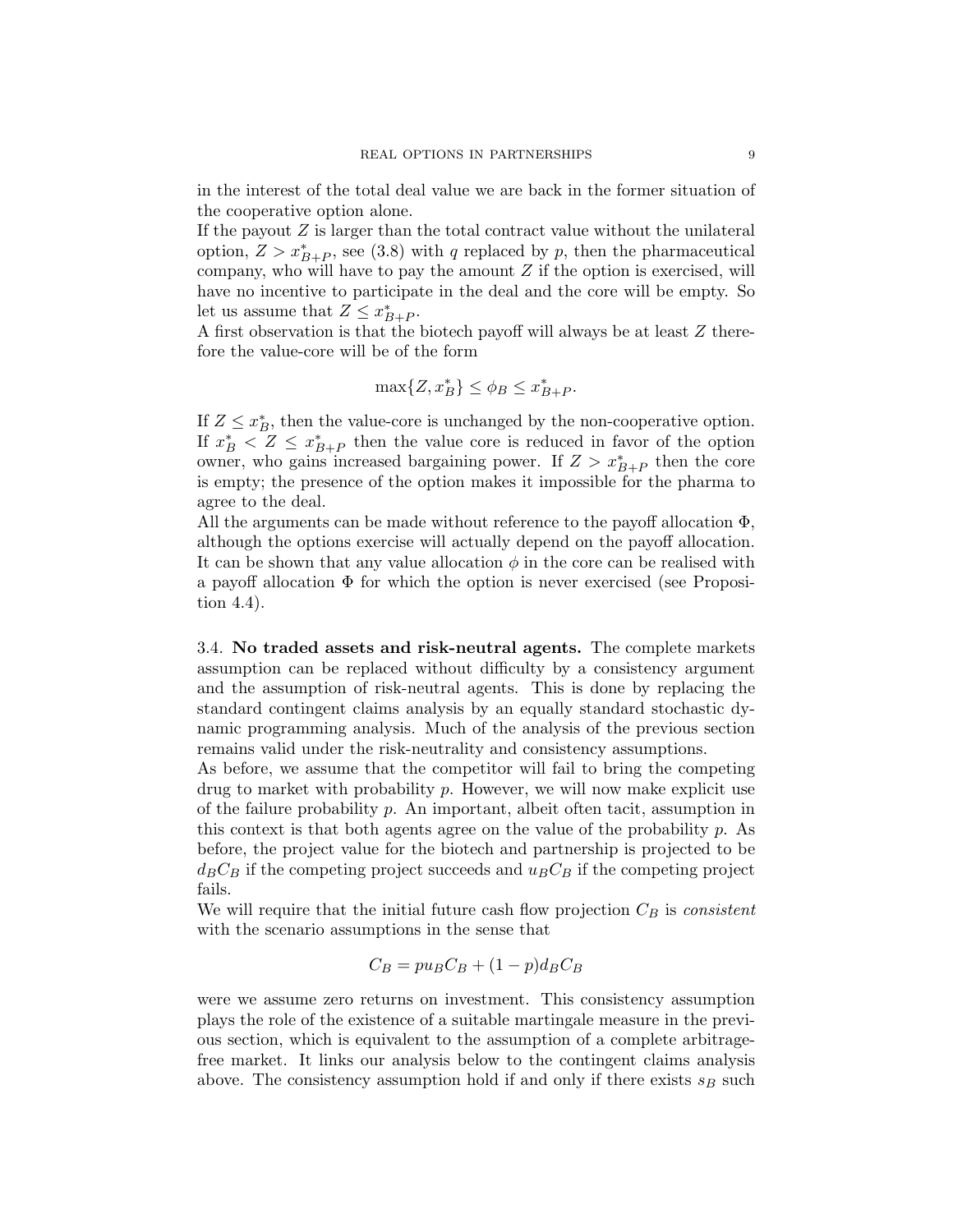in the interest of the total deal value we are back in the former situation of the cooperative option alone.

If the payout $Z$ is larger than the total contract value without the unilateral option, $Z > x^*_{B+P}$, see (3.8) with $q$ replaced by $p$, then the pharmaceutical company, who will have to pay the amount $Z$ if the option is exercised, will have no incentive to participate in the deal and the core will be empty. So let us assume that $Z \leq x^*_{B+P}$.

A first observation is that the biotech payoff will always be at least $Z$ therefore the value-core will be of the form

$$\max\{Z, x^*_B\} \leq \phi_B \leq x^*_{B+P}.$$

If $Z \leq x^*_B$, then the value-core is unchanged by the non-cooperative option. If $x^*_B < Z \leq x^*_{B+P}$ then the value core is reduced in favor of the option owner, who gains increased bargaining power. If $Z > x^*_{B+P}$ then the core is empty; the presence of the option makes it impossible for the pharma to agree to the deal.

All the arguments can be made without reference to the payoff allocation $\Phi$, although the options exercise will actually depend on the payoff allocation. It can be shown that any value allocation $\phi$ in the core can be realised with a payoff allocation $\Phi$ for which the option is never exercised (see Proposition 4.4).

### 3.4. No traded assets and risk-neutral agents.

The complete markets assumption can be replaced without difficulty by a consistency argument and the assumption of risk-neutral agents. This is done by replacing the standard contingent claims analysis by an equally standard stochastic dynamic programming analysis. Much of the analysis of the previous section remains valid under the risk-neutrality and consistency assumptions.

As before, we assume that the competitor will fail to bring the competing drug to market with probability $p$. However, we will now make explicit use of the failure probability $p$. An important, albeit often tacit, assumption in this context is that both agents agree on the value of the probability $p$. As before, the project value for the biotech and partnership is projected to be $d_B C_B$ if the competing project succeeds and $u_B C_B$ if the competing project fails.

We will require that the initial future cash flow projection $C_B$ is *consistent* with the scenario assumptions in the sense that

$$C_B = p u_B C_B + (1 - p) d_B C_B$$

were we assume zero returns on investment. This consistency assumption plays the role of the existence of a suitable martingale measure in the previous section, which is equivalent to the assumption of a complete arbitrage-free market. It links our analysis below to the contingent claims analysis above. The consistency assumption hold if and only if there exists $s_B$ such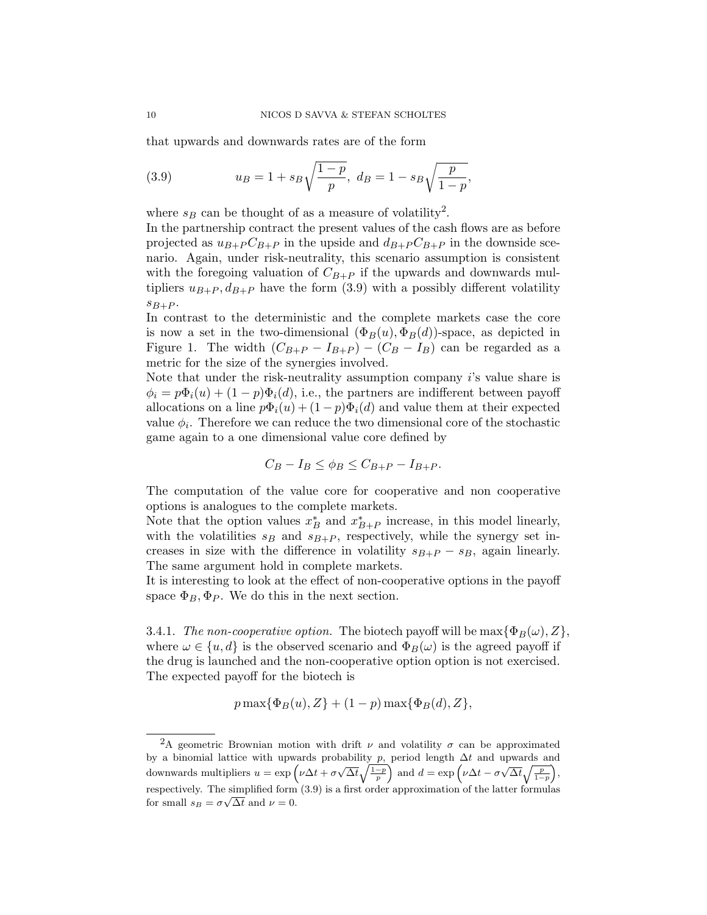that upwards and downwards rates are of the form

$$u_B = 1 + s_B\sqrt{\frac{1-p}{p}},\ d_B = 1 - s_B\sqrt{\frac{p}{1-p}}, \tag{3.9}$$

where $s_B$ can be thought of as a measure of volatility[2].

In the partnership contract the present values of the cash flows are as before projected as $u_{B+P}C_{B+P}$ in the upside and $d_{B+P}C_{B+P}$ in the downside scenario. Again, under risk-neutrality, this scenario assumption is consistent with the foregoing valuation of $C_{B+P}$ if the upwards and downwards multipliers $u_{B+P}, d_{B+P}$ have the form (3.9) with a possibly different volatility $s_{B+P}$.

In contrast to the deterministic and the complete markets case the core is now a set in the two-dimensional $(\Phi_B(u), \Phi_B(d))$-space, as depicted in Figure 1. The width $(C_{B+P} - I_{B+P}) - (C_B - I_B)$ can be regarded as a metric for the size of the synergies involved.

Note that under the risk-neutrality assumption company $i$'s value share is $\phi_i = p\Phi_i(u) + (1-p)\Phi_i(d)$, i.e., the partners are indifferent between payoff allocations on a line $p\Phi_i(u) + (1-p)\Phi_i(d)$ and value them at their expected value $\phi_i$. Therefore we can reduce the two dimensional core of the stochastic game again to a one dimensional value core defined by

$$C_B - I_B \leq \phi_B \leq C_{B+P} - I_{B+P}.$$

The computation of the value core for cooperative and non cooperative options is analogues to the complete markets.

Note that the option values $x_B^*$ and $x_{B+P}^*$ increase, in this model linearly, with the volatilities $s_B$ and $s_{B+P}$, respectively, while the synergy set increases in size with the difference in volatility $s_{B+P} - s_B$, again linearly. The same argument hold in complete markets.

It is interesting to look at the effect of non-cooperative options in the payoff space $\Phi_B, \Phi_P$. We do this in the next section.

3.4.1. *The non-cooperative option.* The biotech payoff will be $\max\{\Phi_B(\omega), Z\}$, where $\omega \in \{u, d\}$ is the observed scenario and $\Phi_B(\omega)$ is the agreed payoff if the drug is launched and the non-cooperative option option is not exercised. The expected payoff for the biotech is

$$p\max\{\Phi_B(u), Z\} + (1-p)\max\{\Phi_B(d), Z\},$$

---

[2] A geometric Brownian motion with drift $\nu$ and volatility $\sigma$ can be approximated by a binomial lattice with upwards probability $p$, period length $\Delta t$ and upwards and downwards multipliers $u = \exp\left(\nu\Delta t + \sigma\sqrt{\Delta t}\sqrt{\frac{1-p}{p}}\right)$ and $d = \exp\left(\nu\Delta t - \sigma\sqrt{\Delta t}\sqrt{\frac{p}{1-p}}\right)$, respectively. The simplified form (3.9) is a first order approximation of the latter formulas for small $s_B = \sigma\sqrt{\Delta t}$ and $\nu = 0$.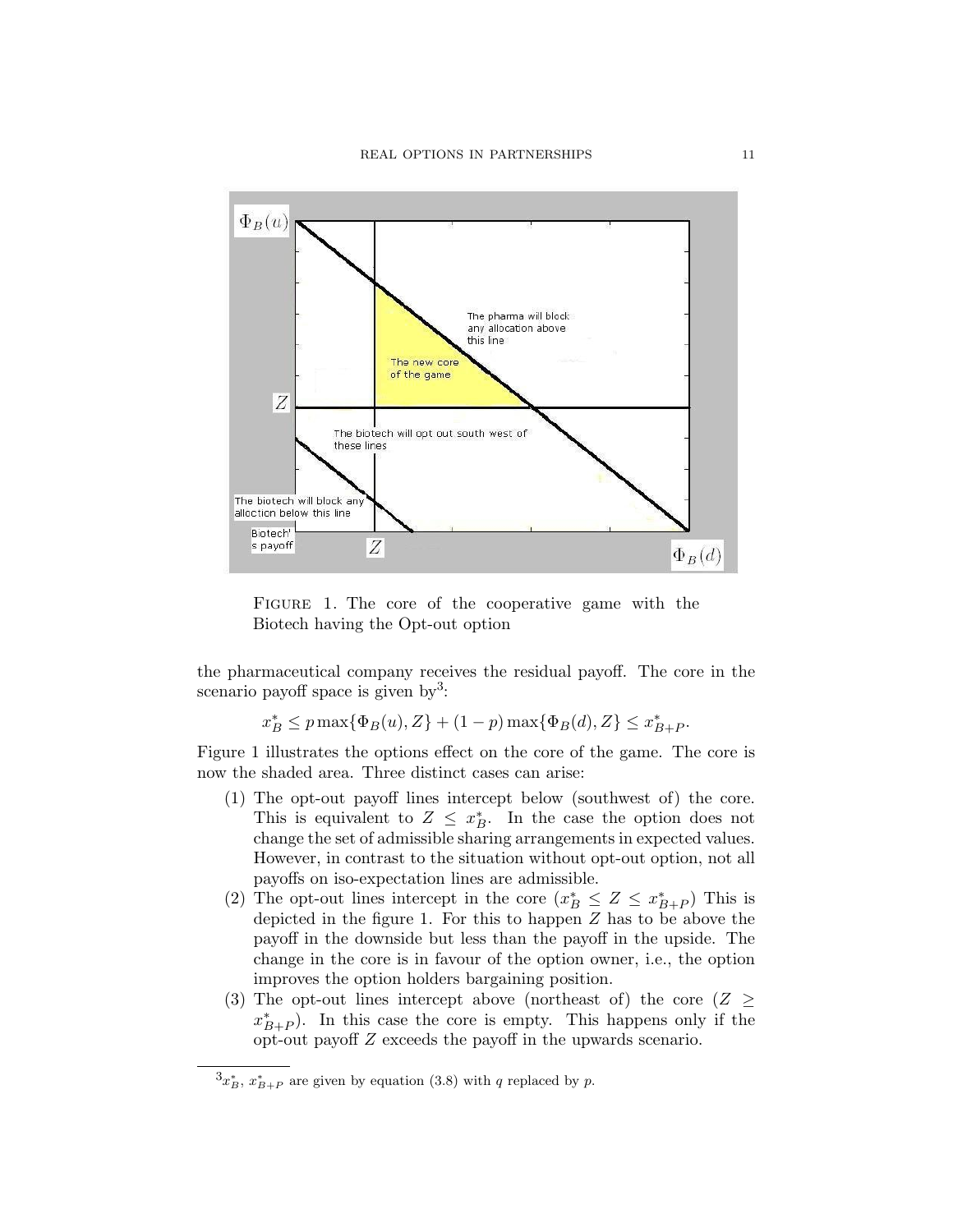FIGURE 1. The core of the cooperative game with the Biotech having the Opt-out option

the pharmaceutical company receives the residual payoff. The core in the scenario payoff space is given by[3]:

$$x_B^* \leq p \max\{\Phi_B(u), Z\} + (1-p) \max\{\Phi_B(d), Z\} \leq x_{B+P}^*.$$

Figure 1 illustrates the options effect on the core of the game. The core is now the shaded area. Three distinct cases can arise:

1. The opt-out payoff lines intercept below (southwest of) the core. This is equivalent to $Z \leq x_B^*$. In the case the option does not change the set of admissible sharing arrangements in expected values. However, in contrast to the situation without opt-out option, not all payoffs on iso-expectation lines are admissible.
2. The opt-out lines intercept in the core ($x_B^* \leq Z \leq x_{B+P}^*$) This is depicted in the figure 1. For this to happen $Z$ has to be above the payoff in the downside but less than the payoff in the upside. The change in the core is in favour of the option owner, i.e., the option improves the option holders bargaining position.
3. The opt-out lines intercept above (northeast of) the core ($Z \geq x_{B+P}^*$). In this case the core is empty. This happens only if the opt-out payoff $Z$ exceeds the payoff in the upwards scenario.

[3] $x_B^*$, $x_{B+P}^*$ are given by equation (3.8) with $q$ replaced by $p$.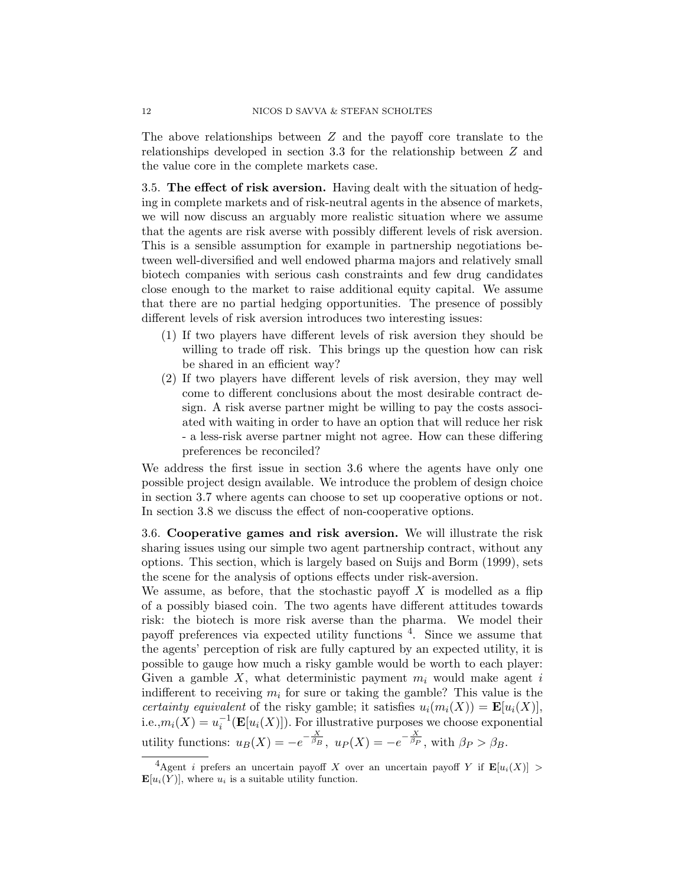The above relationships between $Z$ and the payoff core translate to the relationships developed in section 3.3 for the relationship between $Z$ and the value core in the complete markets case.

### 3.5. The effect of risk aversion.

Having dealt with the situation of hedging in complete markets and of risk-neutral agents in the absence of markets, we will now discuss an arguably more realistic situation where we assume that the agents are risk averse with possibly different levels of risk aversion. This is a sensible assumption for example in partnership negotiations between well-diversified and well endowed pharma majors and relatively small biotech companies with serious cash constraints and few drug candidates close enough to the market to raise additional equity capital. We assume that there are no partial hedging opportunities. The presence of possibly different levels of risk aversion introduces two interesting issues:

1. If two players have different levels of risk aversion they should be willing to trade off risk. This brings up the question how can risk be shared in an efficient way?
2. If two players have different levels of risk aversion, they may well come to different conclusions about the most desirable contract design. A risk averse partner might be willing to pay the costs associated with waiting in order to have an option that will reduce her risk - a less-risk averse partner might not agree. How can these differing preferences be reconciled?

We address the first issue in section 3.6 where the agents have only one possible project design available. We introduce the problem of design choice in section 3.7 where agents can choose to set up cooperative options or not. In section 3.8 we discuss the effect of non-cooperative options.

### 3.6. Cooperative games and risk aversion.

We will illustrate the risk sharing issues using our simple two agent partnership contract, without any options. This section, which is largely based on Suijs and Borm (1999), sets the scene for the analysis of options effects under risk-aversion.

We assume, as before, that the stochastic payoff $X$ is modelled as a flip of a possibly biased coin. The two agents have different attitudes towards risk: the biotech is more risk averse than the pharma. We model their payoff preferences via expected utility functions [4]. Since we assume that the agents' perception of risk are fully captured by an expected utility, it is possible to gauge how much a risky gamble would be worth to each player: Given a gamble $X$, what deterministic payment $m_i$ would make agent $i$ indifferent to receiving $m_i$ for sure or taking the gamble? This value is the *certainty equivalent* of the risky gamble; it satisfies $u_i(m_i(X)) = \mathbf{E}[u_i(X)]$, i.e.,$m_i(X) = u_i^{-1}(\mathbf{E}[u_i(X)])$. For illustrative purposes we choose exponential utility functions: $u_B(X) = -e^{-\frac{X}{\beta_B}}$, $u_P(X) = -e^{-\frac{X}{\beta_P}}$, with $\beta_P > \beta_B$.

[4] Agent $i$ prefers an uncertain payoff $X$ over an uncertain payoff $Y$ if $\mathbf{E}[u_i(X)] > \mathbf{E}[u_i(Y)]$, where $u_i$ is a suitable utility function.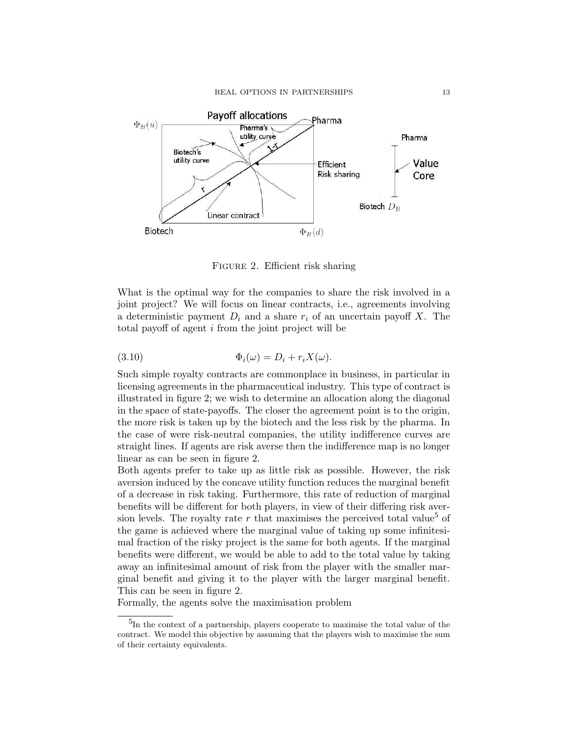FIGURE 2. Efficient risk sharing

What is the optimal way for the companies to share the risk involved in a joint project? We will focus on linear contracts, i.e., agreements involving a deterministic payment $D_i$ and a share $r_i$ of an uncertain payoff $X$. The total payoff of agent $i$ from the joint project will be

$$\Phi_i(\omega) = D_i + r_i X(\omega). \tag{3.10}$$

Such simple royalty contracts are commonplace in business, in particular in licensing agreements in the pharmaceutical industry. This type of contract is illustrated in figure 2; we wish to determine an allocation along the diagonal in the space of state-payoffs. The closer the agreement point is to the origin, the more risk is taken up by the biotech and the less risk by the pharma. In the case of were risk-neutral companies, the utility indifference curves are straight lines. If agents are risk averse then the indifference map is no longer linear as can be seen in figure 2.

Both agents prefer to take up as little risk as possible. However, the risk aversion induced by the concave utility function reduces the marginal benefit of a decrease in risk taking. Furthermore, this rate of reduction of marginal benefits will be different for both players, in view of their differing risk aversion levels. The royalty rate $r$ that maximises the perceived total value[5] of the game is achieved where the marginal value of taking up some infinitesimal fraction of the risky project is the same for both agents. If the marginal benefits were different, we would be able to add to the total value by taking away an infinitesimal amount of risk from the player with the smaller marginal benefit and giving it to the player with the larger marginal benefit. This can be seen in figure 2.

Formally, the agents solve the maximisation problem

[5] In the context of a partnership, players cooperate to maximise the total value of the contract. We model this objective by assuming that the players wish to maximise the sum of their certainty equivalents.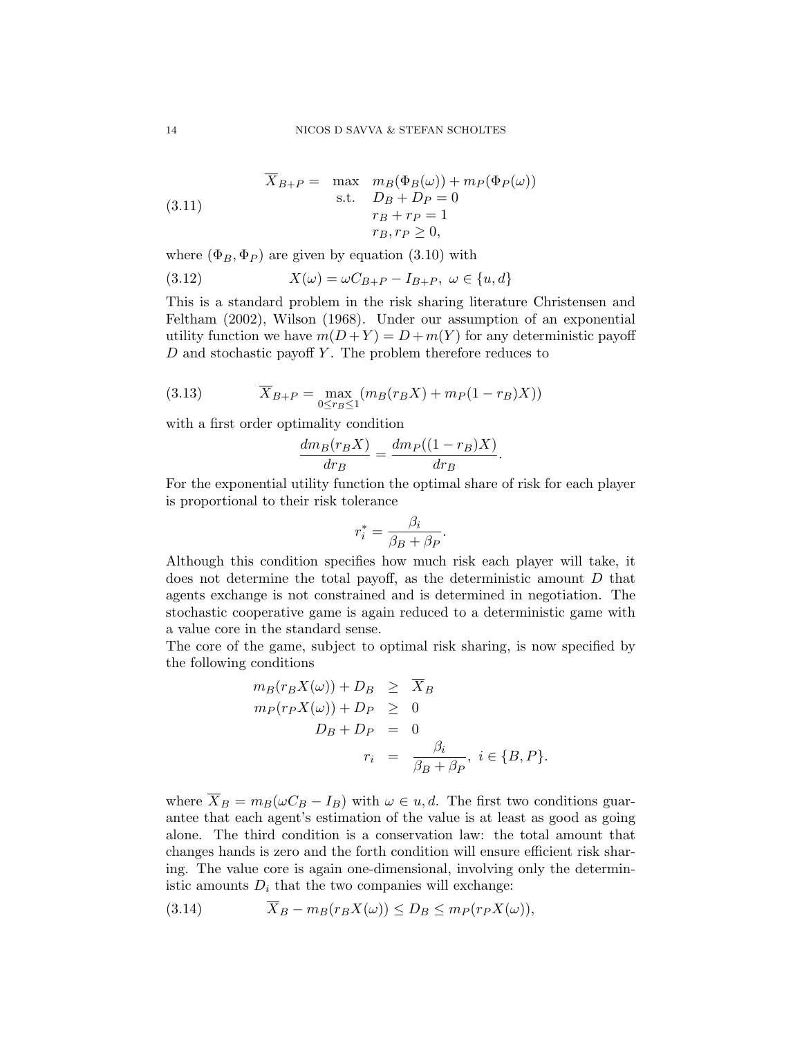$$
\begin{aligned}
\overline{X}_{B+P} = \quad & \max \quad m_B(\Phi_B(\omega)) + m_P(\Phi_P(\omega)) \\
& \text{s.t.} \quad D_B + D_P = 0 \\
& \qquad\; r_B + r_P = 1 \\
& \qquad\; r_B, r_P \geq 0,
\end{aligned}
\tag{3.11}
$$

where $(\Phi_B, \Phi_P)$ are given by equation (3.10) with

$$
X(\omega) = \omega C_{B+P} - I_{B+P},\ \omega \in \{u, d\}
\tag{3.12}
$$

This is a standard problem in the risk sharing literature Christensen and Feltham (2002), Wilson (1968). Under our assumption of an exponential utility function we have $m(D+Y) = D + m(Y)$ for any deterministic payoff $D$ and stochastic payoff $Y$. The problem therefore reduces to

$$
\overline{X}_{B+P} = \max_{0 \leq r_B \leq 1} (m_B(r_B X) + m_P(1 - r_B)X))
\tag{3.13}
$$

with a first order optimality condition

$$
\frac{dm_B(r_B X)}{dr_B} = \frac{dm_P((1 - r_B)X)}{dr_B}.
$$

For the exponential utility function the optimal share of risk for each player is proportional to their risk tolerance

$$
r_i^* = \frac{\beta_i}{\beta_B + \beta_P}.
$$

Although this condition specifies how much risk each player will take, it does not determine the total payoff, as the deterministic amount $D$ that agents exchange is not constrained and is determined in negotiation. The stochastic cooperative game is again reduced to a deterministic game with a value core in the standard sense.

The core of the game, subject to optimal risk sharing, is now specified by the following conditions

$$
\begin{aligned}
m_B(r_B X(\omega)) + D_B &\geq \overline{X}_B \\
m_P(r_P X(\omega)) + D_P &\geq 0 \\
D_B + D_P &= 0 \\
r_i &= \frac{\beta_i}{\beta_B + \beta_P},\ i \in \{B, P\}.
\end{aligned}
$$

where $\overline{X}_B = m_B(\omega C_B - I_B)$ with $\omega \in u, d$. The first two conditions guarantee that each agent's estimation of the value is at least as good as going alone. The third condition is a conservation law: the total amount that changes hands is zero and the forth condition will ensure efficient risk sharing. The value core is again one-dimensional, involving only the deterministic amounts $D_i$ that the two companies will exchange:

$$
\overline{X}_B - m_B(r_B X(\omega)) \leq D_B \leq m_P(r_P X(\omega)),
\tag{3.14}
$$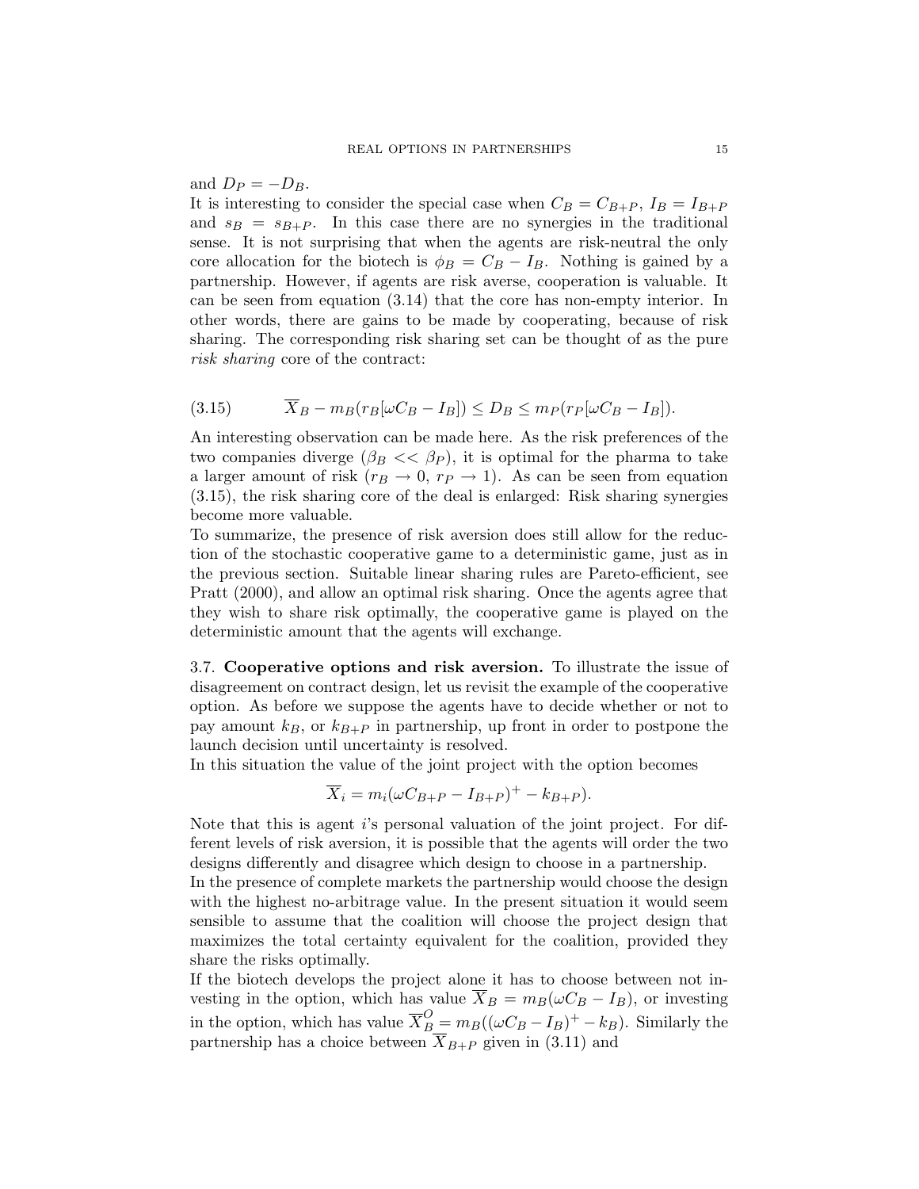and $D_P = -D_B$.
It is interesting to consider the special case when $C_B = C_{B+P}$, $I_B = I_{B+P}$ and $s_B = s_{B+P}$. In this case there are no synergies in the traditional sense. It is not surprising that when the agents are risk-neutral the only core allocation for the biotech is $\phi_B = C_B - I_B$. Nothing is gained by a partnership. However, if agents are risk averse, cooperation is valuable. It can be seen from equation (3.14) that the core has non-empty interior. In other words, there are gains to be made by cooperating, because of risk sharing. The corresponding risk sharing set can be thought of as the pure *risk sharing* core of the contract:

$$\overline{X}_B - m_B(r_B[\omega C_B - I_B]) \leq D_B \leq m_P(r_P[\omega C_B - I_B]). \tag{3.15}$$

An interesting observation can be made here. As the risk preferences of the two companies diverge ($\beta_B << \beta_P$), it is optimal for the pharma to take a larger amount of risk ($r_B \to 0$, $r_P \to 1$). As can be seen from equation (3.15), the risk sharing core of the deal is enlarged: Risk sharing synergies become more valuable.
To summarize, the presence of risk aversion does still allow for the reduction of the stochastic cooperative game to a deterministic game, just as in the previous section. Suitable linear sharing rules are Pareto-efficient, see Pratt (2000), and allow an optimal risk sharing. Once the agents agree that they wish to share risk optimally, the cooperative game is played on the deterministic amount that the agents will exchange.

3.7. **Cooperative options and risk aversion.** To illustrate the issue of disagreement on contract design, let us revisit the example of the cooperative option. As before we suppose the agents have to decide whether or not to pay amount $k_B$, or $k_{B+P}$ in partnership, up front in order to postpone the launch decision until uncertainty is resolved.
In this situation the value of the joint project with the option becomes

$$\overline{X}_i = m_i((\omega C_{B+P} - I_{B+P})^+ - k_{B+P}).$$

Note that this is agent $i$'s personal valuation of the joint project. For different levels of risk aversion, it is possible that the agents will order the two designs differently and disagree which design to choose in a partnership.
In the presence of complete markets the partnership would choose the design with the highest no-arbitrage value. In the present situation it would seem sensible to assume that the coalition will choose the project design that maximizes the total certainty equivalent for the coalition, provided they share the risks optimally.
If the biotech develops the project alone it has to choose between not investing in the option, which has value $\overline{X}_B = m_B(\omega C_B - I_B)$, or investing in the option, which has value $\overline{X}_B^O = m_B((\omega C_B - I_B)^+ - k_B)$. Similarly the partnership has a choice between $\overline{X}_{B+P}$ given in (3.11) and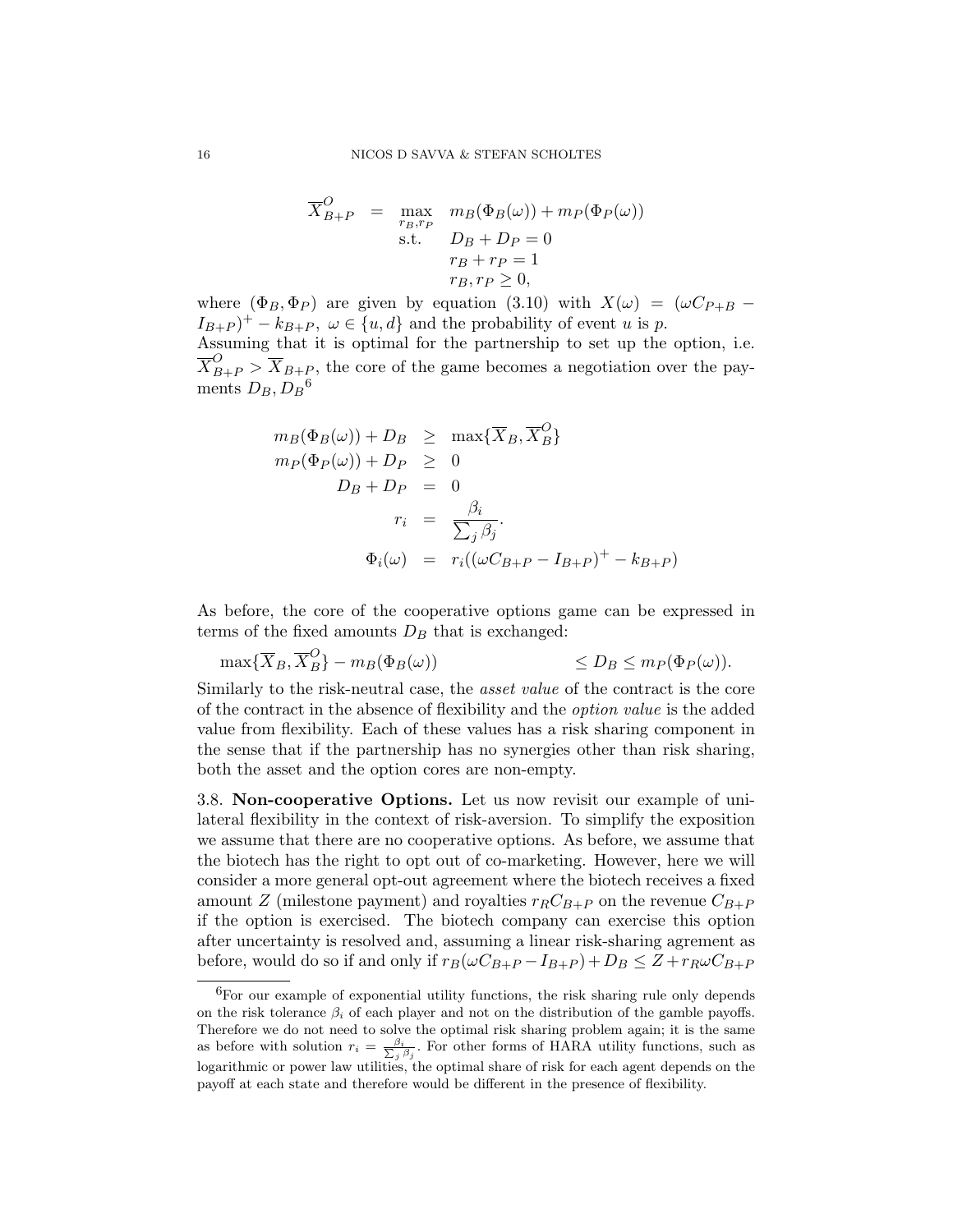$$
\begin{aligned}
\overline{X}^{O}_{B+P} \quad = \quad & \max_{r_B, r_P} \quad m_B(\Phi_B(\omega)) + m_P(\Phi_P(\omega)) \\
& \text{s.t.} \quad D_B + D_P = 0 \\
& \qquad\; r_B + r_P = 1 \\
& \qquad\; r_B, r_P \geq 0,
\end{aligned}
$$

where $(\Phi_B, \Phi_P)$ are given by equation (3.10) with $X(\omega) = (\omega C_{P+B} - I_{B+P})^+ - k_{B+P}$, $\omega \in \{u, d\}$ and the probability of event $u$ is $p$.

Assuming that it is optimal for the partnership to set up the option, i.e. $\overline{X}^{O}_{B+P} > \overline{X}_{B+P}$, the core of the game becomes a negotiation over the payments $D_B, D_B$[6]

$$
\begin{aligned}
m_B(\Phi_B(\omega)) + D_B &\geq \max\{\overline{X}_B, \overline{X}^{O}_B\} \\
m_P(\Phi_P(\omega)) + D_P &\geq 0 \\
D_B + D_P &= 0 \\
r_i &= \frac{\beta_i}{\sum_j \beta_j}. \\
\Phi_i(\omega) &= r_i((\omega C_{B+P} - I_{B+P})^+ - k_{B+P})
\end{aligned}
$$

As before, the core of the cooperative options game can be expressed in terms of the fixed amounts $D_B$ that is exchanged:

$$
\max\{\overline{X}_B, \overline{X}^{O}_B\} - m_B(\Phi_B(\omega)) \qquad\qquad \leq D_B \leq m_P(\Phi_P(\omega)).
$$

Similarly to the risk-neutral case, the *asset value* of the contract is the core of the contract in the absence of flexibility and the *option value* is the added value from flexibility. Each of these values has a risk sharing component in the sense that if the partnership has no synergies other than risk sharing, both the asset and the option cores are non-empty.

3.8. **Non-cooperative Options.** Let us now revisit our example of unilateral flexibility in the context of risk-aversion. To simplify the exposition we assume that there are no cooperative options. As before, we assume that the biotech has the right to opt out of co-marketing. However, here we will consider a more general opt-out agreement where the biotech receives a fixed amount $Z$ (milestone payment) and royalties $r_R C_{B+P}$ on the revenue $C_{B+P}$ if the option is exercised. The biotech company can exercise this option after uncertainty is resolved and, assuming a linear risk-sharing agrement as before, would do so if and only if $r_B(\omega C_{B+P} - I_{B+P}) + D_B \leq Z + r_R \omega C_{B+P}$

[6] For our example of exponential utility functions, the risk sharing rule only depends on the risk tolerance $\beta_i$ of each player and not on the distribution of the gamble payoffs. Therefore we do not need to solve the optimal risk sharing problem again; it is the same as before with solution $r_i = \frac{\beta_i}{\sum_j \beta_j}$. For other forms of HARA utility functions, such as logarithmic or power law utilities, the optimal share of risk for each agent depends on the payoff at each state and therefore would be different in the presence of flexibility.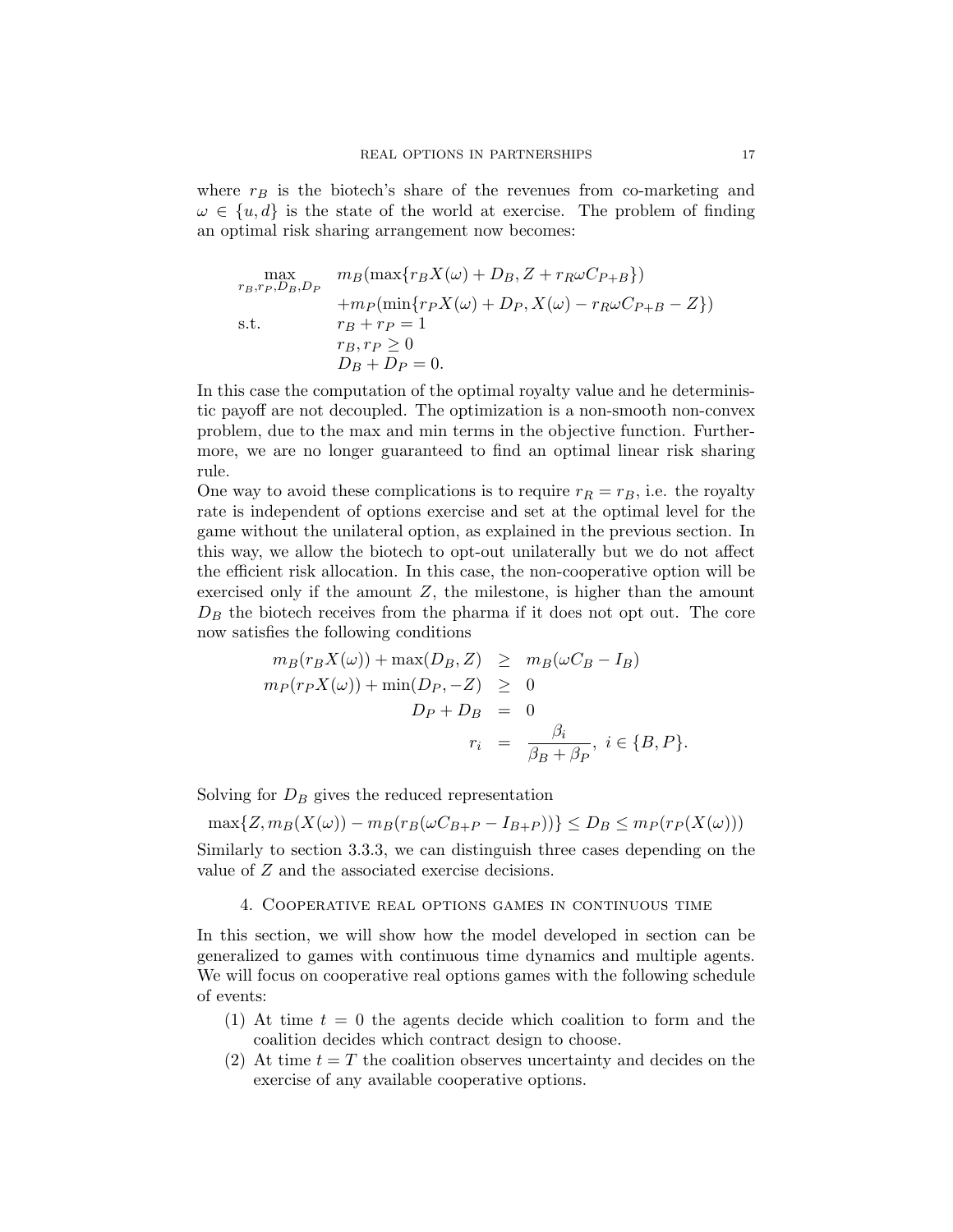where $r_B$ is the biotech's share of the revenues from co-marketing and $\omega \in \{u, d\}$ is the state of the world at exercise. The problem of finding an optimal risk sharing arrangement now becomes:

$$
\begin{array}{ll}
\max\limits_{r_B, r_P, D_B, D_P} & m_B(\max\{r_B X(\omega) + D_B, Z + r_R \omega C_{P+B}\}) \\
& + m_P(\min\{r_P X(\omega) + D_P, X(\omega) - r_R \omega C_{P+B} - Z\}) \\
\text{s.t.} & r_B + r_P = 1 \\
& r_B, r_P \geq 0 \\
& D_B + D_P = 0.
\end{array}
$$

In this case the computation of the optimal royalty value and he deterministic payoff are not decoupled. The optimization is a non-smooth non-convex problem, due to the max and min terms in the objective function. Furthermore, we are no longer guaranteed to find an optimal linear risk sharing rule.

One way to avoid these complications is to require $r_R = r_B$, i.e. the royalty rate is independent of options exercise and set at the optimal level for the game without the unilateral option, as explained in the previous section. In this way, we allow the biotech to opt-out unilaterally but we do not affect the efficient risk allocation. In this case, the non-cooperative option will be exercised only if the amount $Z$, the milestone, is higher than the amount $D_B$ the biotech receives from the pharma if it does not opt out. The core now satisfies the following conditions

$$
\begin{array}{rcl}
m_B(r_B X(\omega)) + \max(D_B, Z) & \geq & m_B(\omega C_B - I_B) \\
m_P(r_P X(\omega)) + \min(D_P, -Z) & \geq & 0 \\
D_P + D_B & = & 0 \\
r_i & = & \dfrac{\beta_i}{\beta_B + \beta_P}, \; i \in \{B, P\}.
\end{array}
$$

Solving for $D_B$ gives the reduced representation

$$
\max\{Z, m_B(X(\omega)) - m_B(r_B(\omega C_{B+P} - I_{B+P}))\} \leq D_B \leq m_P(r_P(X(\omega)))
$$

Similarly to section 3.3.3, we can distinguish three cases depending on the value of $Z$ and the associated exercise decisions.

## 4. Cooperative real options games in continuous time

In this section, we will show how the model developed in section can be generalized to games with continuous time dynamics and multiple agents. We will focus on cooperative real options games with the following schedule of events:

1. At time $t = 0$ the agents decide which coalition to form and the coalition decides which contract design to choose.
2. At time $t = T$ the coalition observes uncertainty and decides on the exercise of any available cooperative options.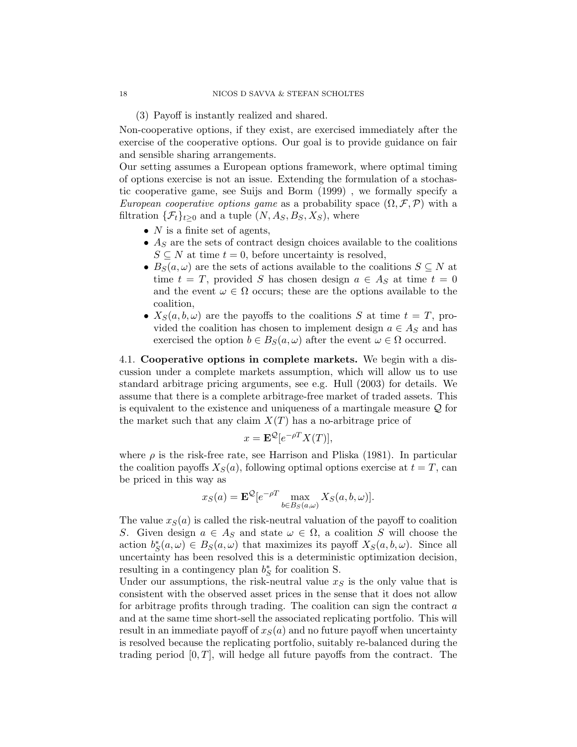(3) Payoff is instantly realized and shared.

Non-cooperative options, if they exist, are exercised immediately after the exercise of the cooperative options. Our goal is to provide guidance on fair and sensible sharing arrangements.

Our setting assumes a European options framework, where optimal timing of options exercise is not an issue. Extending the formulation of a stochastic cooperative game, see Suijs and Borm (1999) , we formally specify a *European cooperative options game* as a probability space $(\Omega, \mathcal{F}, \mathcal{P})$ with a filtration $\{\mathcal{F}_t\}_{t\geq 0}$ and a tuple $(N, A_S, B_S, X_S)$, where

- $N$ is a finite set of agents,
- $A_S$ are the sets of contract design choices available to the coalitions $S \subseteq N$ at time $t = 0$, before uncertainty is resolved,
- $B_S(a, \omega)$ are the sets of actions available to the coalitions $S \subseteq N$ at time $t = T$, provided $S$ has chosen design $a \in A_S$ at time $t = 0$ and the event $\omega \in \Omega$ occurs; these are the options available to the coalition,
- $X_S(a, b, \omega)$ are the payoffs to the coalitions $S$ at time $t = T$, provided the coalition has chosen to implement design $a \in A_S$ and has exercised the option $b \in B_S(a, \omega)$ after the event $\omega \in \Omega$ occurred.

4.1. **Cooperative options in complete markets.** We begin with a discussion under a complete markets assumption, which will allow us to use standard arbitrage pricing arguments, see e.g. Hull (2003) for details. We assume that there is a complete arbitrage-free market of traded assets. This is equivalent to the existence and uniqueness of a martingale measure $\mathcal{Q}$ for the market such that any claim $X(T)$ has a no-arbitrage price of

$$x = \mathbf{E}^{\mathcal{Q}}[e^{-\rho T} X(T)],$$

where $\rho$ is the risk-free rate, see Harrison and Pliska (1981). In particular the coalition payoffs $X_S(a)$, following optimal options exercise at $t = T$, can be priced in this way as

$$x_S(a) = \mathbf{E}^{\mathcal{Q}}[e^{-\rho T} \max_{b \in B_S(a,\omega)} X_S(a, b, \omega)].$$

The value $x_S(a)$ is called the risk-neutral valuation of the payoff to coalition $S$. Given design $a \in A_S$ and state $\omega \in \Omega$, a coalition $S$ will choose the action $b^*_S(a, \omega) \in B_S(a, \omega)$ that maximizes its payoff $X_S(a, b, \omega)$. Since all uncertainty has been resolved this is a deterministic optimization decision, resulting in a contingency plan $b^*_S$ for coalition S.

Under our assumptions, the risk-neutral value $x_S$ is the only value that is consistent with the observed asset prices in the sense that it does not allow for arbitrage profits through trading. The coalition can sign the contract $a$ and at the same time short-sell the associated replicating portfolio. This will result in an immediate payoff of $x_S(a)$ and no future payoff when uncertainty is resolved because the replicating portfolio, suitably re-balanced during the trading period $[0, T]$, will hedge all future payoffs from the contract. The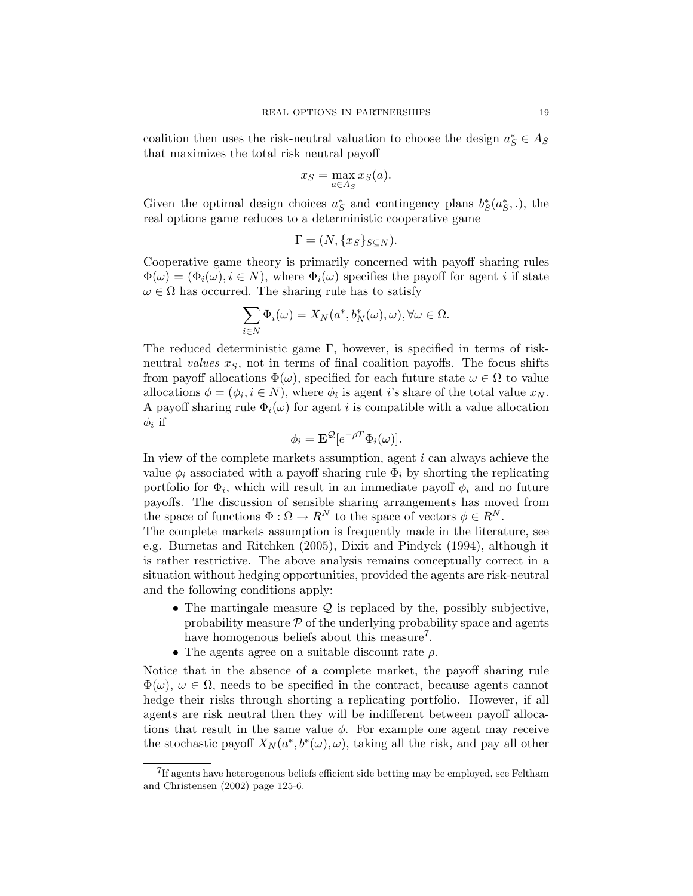coalition then uses the risk-neutral valuation to choose the design $a_S^* \in A_S$ that maximizes the total risk neutral payoff

$$x_S = \max_{a \in A_S} x_S(a).$$

Given the optimal design choices $a_S^*$ and contingency plans $b_S^*(a_S^*, .)$, the real options game reduces to a deterministic cooperative game

$$\Gamma = (N, \{x_S\}_{S \subseteq N}).$$

Cooperative game theory is primarily concerned with payoff sharing rules $\Phi(\omega) = (\Phi_i(\omega), i \in N)$, where $\Phi_i(\omega)$ specifies the payoff for agent $i$ if state $\omega \in \Omega$ has occurred. The sharing rule has to satisfy

$$\sum_{i \in N} \Phi_i(\omega) = X_N(a^*, b_N^*(\omega), \omega), \forall \omega \in \Omega.$$

The reduced deterministic game $\Gamma$, however, is specified in terms of risk-neutral *values* $x_S$, not in terms of final coalition payoffs. The focus shifts from payoff allocations $\Phi(\omega)$, specified for each future state $\omega \in \Omega$ to value allocations $\phi = (\phi_i, i \in N)$, where $\phi_i$ is agent $i$'s share of the total value $x_N$. A payoff sharing rule $\Phi_i(\omega)$ for agent $i$ is compatible with a value allocation $\phi_i$ if

$$\phi_i = \mathbf{E}^{\mathcal{Q}}[e^{-\rho T} \Phi_i(\omega)].$$

In view of the complete markets assumption, agent $i$ can always achieve the value $\phi_i$ associated with a payoff sharing rule $\Phi_i$ by shorting the replicating portfolio for $\Phi_i$, which will result in an immediate payoff $\phi_i$ and no future payoffs. The discussion of sensible sharing arrangements has moved from the space of functions $\Phi : \Omega \to R^N$ to the space of vectors $\phi \in R^N$.

The complete markets assumption is frequently made in the literature, see e.g. Burnetas and Ritchken (2005), Dixit and Pindyck (1994), although it is rather restrictive. The above analysis remains conceptually correct in a situation without hedging opportunities, provided the agents are risk-neutral and the following conditions apply:

- The martingale measure $\mathcal{Q}$ is replaced by the, possibly subjective, probability measure $\mathcal{P}$ of the underlying probability space and agents have homogenous beliefs about this measure[7].
- The agents agree on a suitable discount rate $\rho$.

Notice that in the absence of a complete market, the payoff sharing rule $\Phi(\omega)$, $\omega \in \Omega$, needs to be specified in the contract, because agents cannot hedge their risks through shorting a replicating portfolio. However, if all agents are risk neutral then they will be indifferent between payoff allocations that result in the same value $\phi$. For example one agent may receive the stochastic payoff $X_N(a^*, b^*(\omega), \omega)$, taking all the risk, and pay all other

[7]If agents have heterogenous beliefs efficient side betting may be employed, see Feltham and Christensen (2002) page 125-6.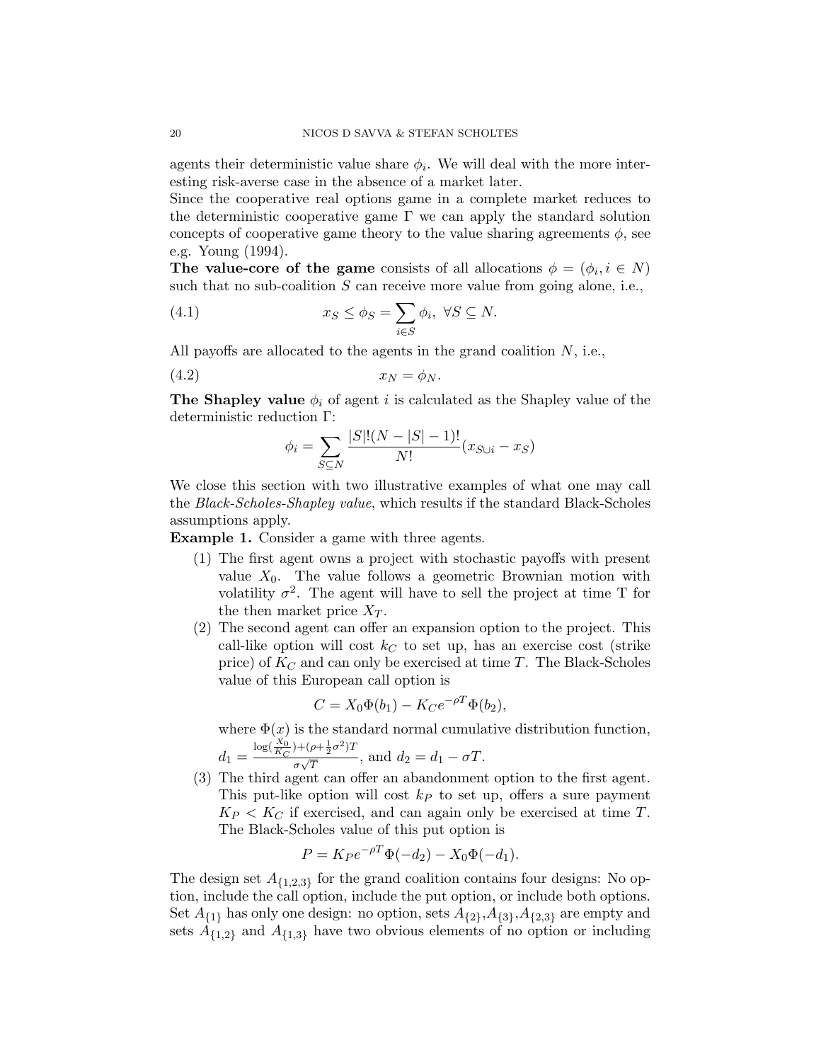agents their deterministic value share $\phi_i$. We will deal with the more interesting risk-averse case in the absence of a market later.

Since the cooperative real options game in a complete market reduces to the deterministic cooperative game $\Gamma$ we can apply the standard solution concepts of cooperative game theory to the value sharing agreements $\phi$, see e.g. Young (1994).

**The value-core of the game** consists of all allocations $\phi = (\phi_i, i \in N)$ such that no sub-coalition $S$ can receive more value from going alone, i.e.,

$$x_S \leq \phi_S = \sum_{i \in S} \phi_i, \ \forall S \subseteq N. \tag{4.1}$$

All payoffs are allocated to the agents in the grand coalition $N$, i.e.,

$$x_N = \phi_N. \tag{4.2}$$

**The Shapley value** $\phi_i$ of agent $i$ is calculated as the Shapley value of the deterministic reduction $\Gamma$:

$$\phi_i = \sum_{S \subseteq N} \frac{|S|!(N - |S| - 1)!}{N!}(x_{S \cup i} - x_S)$$

We close this section with two illustrative examples of what one may call the *Black-Scholes-Shapley value*, which results if the standard Black-Scholes assumptions apply.

**Example 1.** Consider a game with three agents.

1. The first agent owns a project with stochastic payoffs with present value $X_0$. The value follows a geometric Brownian motion with volatility $\sigma^2$. The agent will have to sell the project at time T for the then market price $X_T$.
2. The second agent can offer an expansion option to the project. This call-like option will cost $k_C$ to set up, has an exercise cost (strike price) of $K_C$ and can only be exercised at time $T$. The Black-Scholes value of this European call option is

   $$C = X_0 \Phi(b_1) - K_C e^{-\rho T} \Phi(b_2),$$

   where $\Phi(x)$ is the standard normal cumulative distribution function, $d_1 = \frac{\log(\frac{X_0}{K_C}) + (\rho + \frac{1}{2}\sigma^2)T}{\sigma\sqrt{T}}$, and $d_2 = d_1 - \sigma T$.
3. The third agent can offer an abandonment option to the first agent. This put-like option will cost $k_P$ to set up, offers a sure payment $K_P < K_C$ if exercised, and can again only be exercised at time $T$. The Black-Scholes value of this put option is

   $$P = K_P e^{-\rho T} \Phi(-d_2) - X_0 \Phi(-d_1).$$

The design set $A_{\{1,2,3\}}$ for the grand coalition contains four designs: No option, include the call option, include the put option, or include both options. Set $A_{\{1\}}$ has only one design: no option, sets $A_{\{2\}}$,$A_{\{3\}}$,$A_{\{2,3\}}$ are empty and sets $A_{\{1,2\}}$ and $A_{\{1,3\}}$ have two obvious elements of no option or including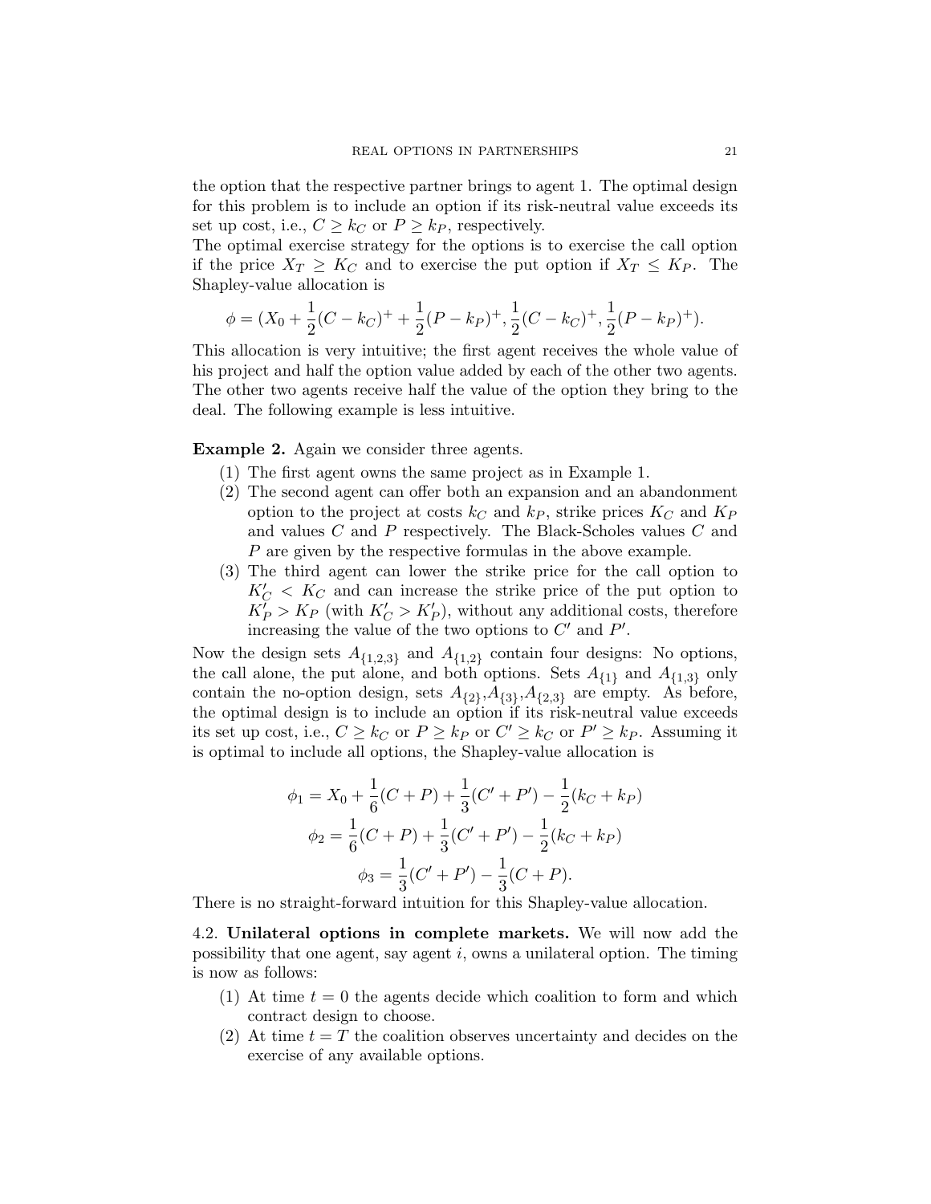the option that the respective partner brings to agent 1. The optimal design for this problem is to include an option if its risk-neutral value exceeds its set up cost, i.e., $C \geq k_C$ or $P \geq k_P$, respectively.

The optimal exercise strategy for the options is to exercise the call option if the price $X_T \geq K_C$ and to exercise the put option if $X_T \leq K_P$. The Shapley-value allocation is

$$\phi = (X_0 + \frac{1}{2}(C - k_C)^+ + \frac{1}{2}(P - k_P)^+, \frac{1}{2}(C - k_C)^+, \frac{1}{2}(P - k_P)^+).$$

This allocation is very intuitive; the first agent receives the whole value of his project and half the option value added by each of the other two agents. The other two agents receive half the value of the option they bring to the deal. The following example is less intuitive.

**Example 2.** Again we consider three agents.

1. The first agent owns the same project as in Example 1.
2. The second agent can offer both an expansion and an abandonment option to the project at costs $k_C$ and $k_P$, strike prices $K_C$ and $K_P$ and values $C$ and $P$ respectively. The Black-Scholes values $C$ and $P$ are given by the respective formulas in the above example.
3. The third agent can lower the strike price for the call option to $K_C' < K_C$ and can increase the strike price of the put option to $K_P' > K_P$ (with $K_C' > K_P'$), without any additional costs, therefore increasing the value of the two options to $C'$ and $P'$.

Now the design sets $A_{\{1,2,3\}}$ and $A_{\{1,2\}}$ contain four designs: No options, the call alone, the put alone, and both options. Sets $A_{\{1\}}$ and $A_{\{1,3\}}$ only contain the no-option design, sets $A_{\{2\}}$,$A_{\{3\}}$,$A_{\{2,3\}}$ are empty. As before, the optimal design is to include an option if its risk-neutral value exceeds its set up cost, i.e., $C \geq k_C$ or $P \geq k_P$ or $C' \geq k_C$ or $P' \geq k_P$. Assuming it is optimal to include all options, the Shapley-value allocation is

$$\phi_1 = X_0 + \frac{1}{6}(C + P) + \frac{1}{3}(C' + P') - \frac{1}{2}(k_C + k_P)$$
$$\phi_2 = \frac{1}{6}(C + P) + \frac{1}{3}(C' + P') - \frac{1}{2}(k_C + k_P)$$
$$\phi_3 = \frac{1}{3}(C' + P') - \frac{1}{3}(C + P).$$

There is no straight-forward intuition for this Shapley-value allocation.

4.2. **Unilateral options in complete markets.** We will now add the possibility that one agent, say agent $i$, owns a unilateral option. The timing is now as follows:

1. At time $t = 0$ the agents decide which coalition to form and which contract design to choose.
2. At time $t = T$ the coalition observes uncertainty and decides on the exercise of any available options.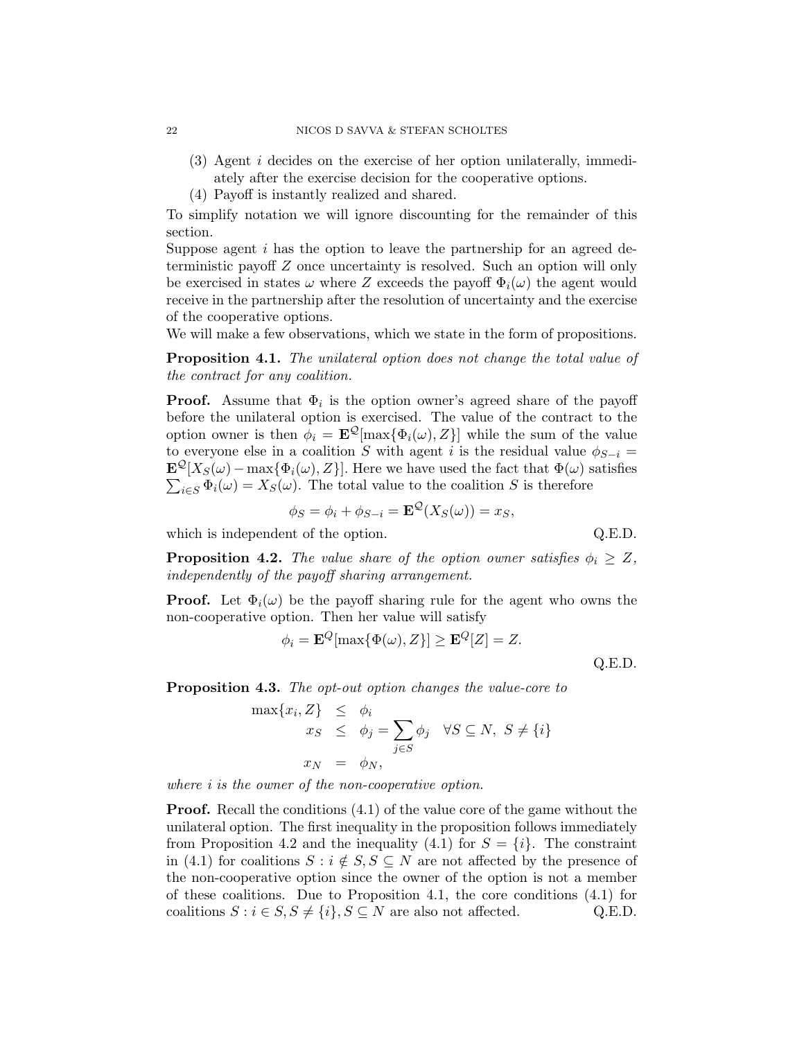(3) Agent $i$ decides on the exercise of her option unilaterally, immediately after the exercise decision for the cooperative options.
(4) Payoff is instantly realized and shared.

To simplify notation we will ignore discounting for the remainder of this section.

Suppose agent $i$ has the option to leave the partnership for an agreed deterministic payoff $Z$ once uncertainty is resolved. Such an option will only be exercised in states $\omega$ where $Z$ exceeds the payoff $\Phi_i(\omega)$ the agent would receive in the partnership after the resolution of uncertainty and the exercise of the cooperative options.

We will make a few observations, which we state in the form of propositions.

**Proposition 4.1.** *The unilateral option does not change the total value of the contract for any coalition.*

**Proof.** Assume that $\Phi_i$ is the option owner's agreed share of the payoff before the unilateral option is exercised. The value of the contract to the option owner is then $\phi_i = \mathbf{E}^{\mathcal{Q}}[\max\{\Phi_i(\omega), Z\}]$ while the sum of the value to everyone else in a coalition $S$ with agent $i$ is the residual value $\phi_{S-i} = \mathbf{E}^{\mathcal{Q}}[X_S(\omega) - \max\{\Phi_i(\omega), Z\}]$. Here we have used the fact that $\Phi(\omega)$ satisfies $\sum_{i \in S} \Phi_i(\omega) = X_S(\omega)$. The total value to the coalition $S$ is therefore

$$\phi_S = \phi_i + \phi_{S-i} = \mathbf{E}^{\mathcal{Q}}(X_S(\omega)) = x_S,$$

which is independent of the option. Q.E.D.

**Proposition 4.2.** *The value share of the option owner satisfies $\phi_i \geq Z$, independently of the payoff sharing arrangement.*

**Proof.** Let $\Phi_i(\omega)$ be the payoff sharing rule for the agent who owns the non-cooperative option. Then her value will satisfy

$$\phi_i = \mathbf{E}^{Q}[\max\{\Phi(\omega), Z\}] \geq \mathbf{E}^{Q}[Z] = Z.$$

Q.E.D.

**Proposition 4.3.** *The opt-out option changes the value-core to*

$$\begin{aligned} \max\{x_i, Z\} &\leq \phi_i \\ x_S &\leq \phi_j = \sum_{j \in S} \phi_j \quad \forall S \subseteq N, \ S \neq \{i\} \\ x_N &= \phi_N, \end{aligned}$$

*where $i$ is the owner of the non-cooperative option.*

**Proof.** Recall the conditions (4.1) of the value core of the game without the unilateral option. The first inequality in the proposition follows immediately from Proposition 4.2 and the inequality (4.1) for $S = \{i\}$. The constraint in (4.1) for coalitions $S : i \notin S, S \subseteq N$ are not affected by the presence of the non-cooperative option since the owner of the option is not a member of these coalitions. Due to Proposition 4.1, the core conditions (4.1) for coalitions $S : i \in S, S \neq \{i\}, S \subseteq N$ are also not affected. Q.E.D.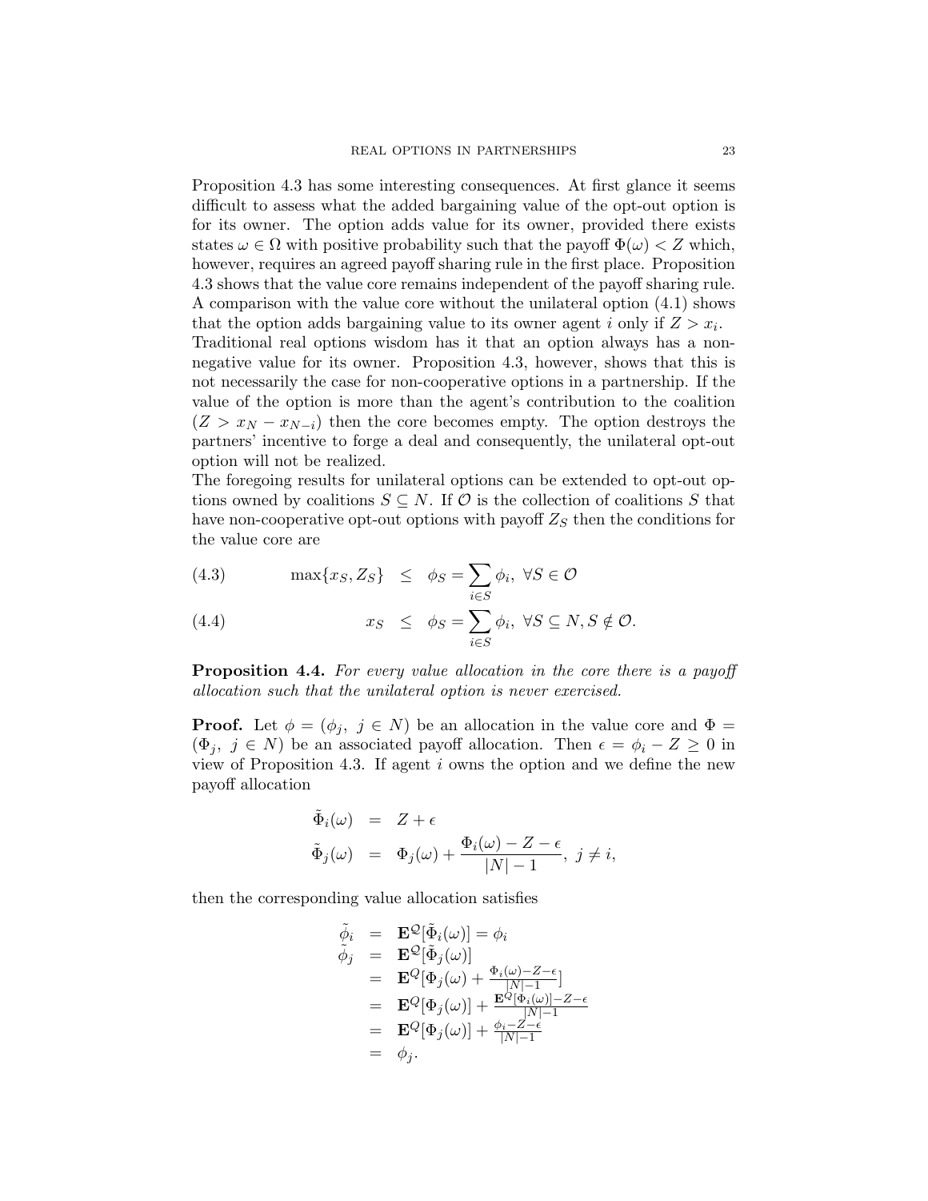Proposition 4.3 has some interesting consequences. At first glance it seems difficult to assess what the added bargaining value of the opt-out option is for its owner. The option adds value for its owner, provided there exists states $\omega \in \Omega$ with positive probability such that the payoff $\Phi(\omega) < Z$ which, however, requires an agreed payoff sharing rule in the first place. Proposition 4.3 shows that the value core remains independent of the payoff sharing rule. A comparison with the value core without the unilateral option (4.1) shows that the option adds bargaining value to its owner agent $i$ only if $Z > x_i$.

Traditional real options wisdom has it that an option always has a non-negative value for its owner. Proposition 4.3, however, shows that this is not necessarily the case for non-cooperative options in a partnership. If the value of the option is more than the agent's contribution to the coalition ($Z > x_N - x_{N-i}$) then the core becomes empty. The option destroys the partners' incentive to forge a deal and consequently, the unilateral opt-out option will not be realized.

The foregoing results for unilateral options can be extended to opt-out options owned by coalitions $S \subseteq N$. If $\mathcal{O}$ is the collection of coalitions $S$ that have non-cooperative opt-out options with payoff $Z_S$ then the conditions for the value core are

$$\max\{x_S, Z_S\} \leq \phi_S = \sum_{i \in S} \phi_i, \ \forall S \in \mathcal{O} \tag{4.3}$$

$$x_S \leq \phi_S = \sum_{i \in S} \phi_i, \ \forall S \subseteq N, S \notin \mathcal{O}. \tag{4.4}$$

**Proposition 4.4.** *For every value allocation in the core there is a payoff allocation such that the unilateral option is never exercised.*

**Proof.** Let $\phi = (\phi_j, \ j \in N)$ be an allocation in the value core and $\Phi = (\Phi_j, \ j \in N)$ be an associated payoff allocation. Then $\epsilon = \phi_i - Z \geq 0$ in view of Proposition 4.3. If agent $i$ owns the option and we define the new payoff allocation

$$\begin{aligned}
\tilde{\Phi}_i(\omega) &= Z + \epsilon \\
\tilde{\Phi}_j(\omega) &= \Phi_j(\omega) + \frac{\Phi_i(\omega) - Z - \epsilon}{|N| - 1}, \ j \neq i,
\end{aligned}$$

then the corresponding value allocation satisfies

$$\begin{aligned}
\tilde{\phi}_i &= \mathbf{E}^{\mathcal{Q}}[\tilde{\Phi}_i(\omega)] = \phi_i \\
\tilde{\phi}_j &= \mathbf{E}^{\mathcal{Q}}[\tilde{\Phi}_j(\omega)] \\
&= \mathbf{E}^{Q}[\Phi_j(\omega) + \tfrac{\Phi_i(\omega) - Z - \epsilon}{|N|-1}] \\
&= \mathbf{E}^{Q}[\Phi_j(\omega)] + \tfrac{\mathbf{E}^{Q}[\Phi_i(\omega)] - Z - \epsilon}{|N|-1} \\
&= \mathbf{E}^{Q}[\Phi_j(\omega)] + \tfrac{\phi_i - Z - \epsilon}{|N|-1} \\
&= \phi_j.
\end{aligned}$$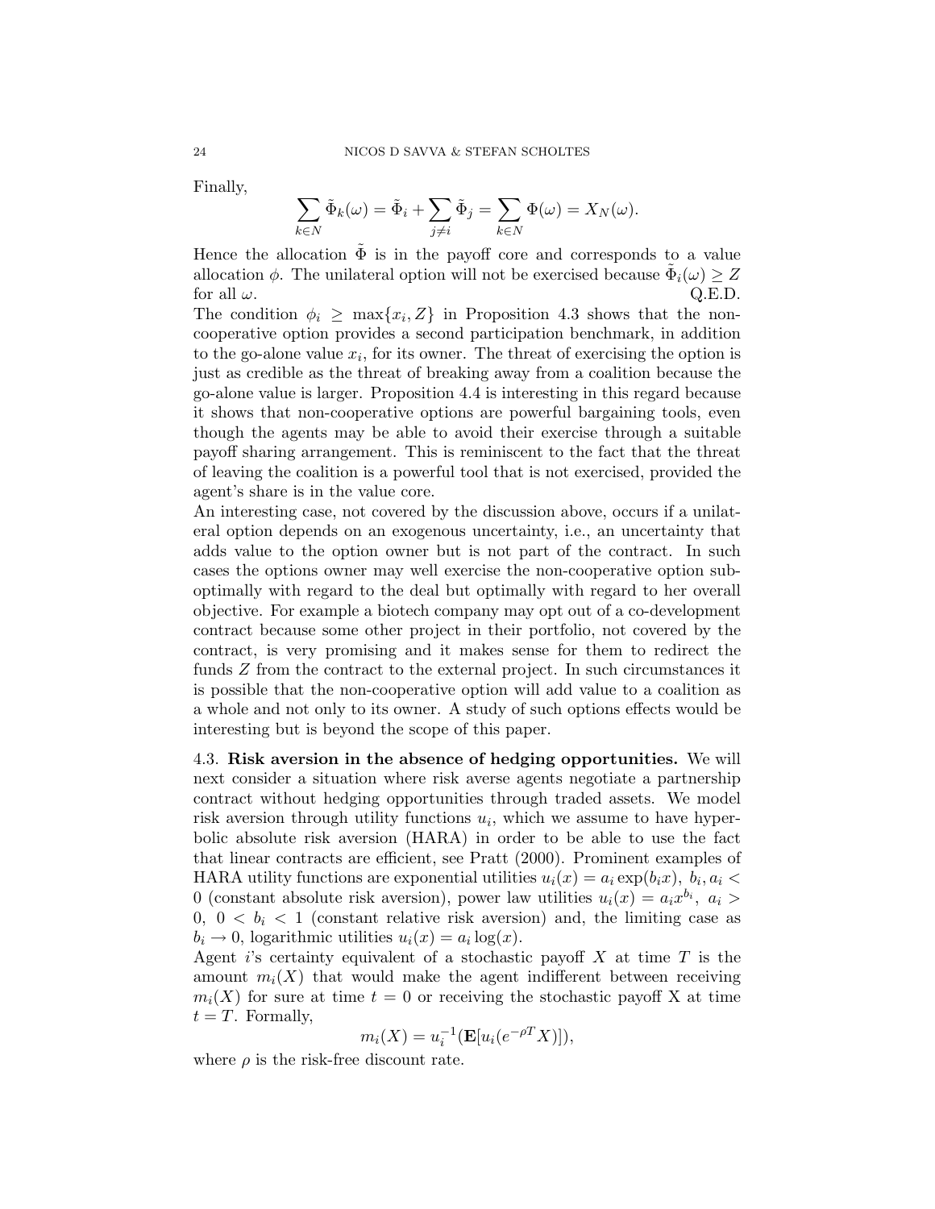Finally,

$$\sum_{k \in N} \tilde{\Phi}_k(\omega) = \tilde{\Phi}_i + \sum_{j \neq i} \tilde{\Phi}_j = \sum_{k \in N} \Phi(\omega) = X_N(\omega).$$

Hence the allocation $\tilde{\Phi}$ is in the payoff core and corresponds to a value allocation $\phi$. The unilateral option will not be exercised because $\tilde{\Phi}_i(\omega) \geq Z$ for all $\omega$. Q.E.D.

The condition $\phi_i \geq \max\{x_i, Z\}$ in Proposition 4.3 shows that the non-cooperative option provides a second participation benchmark, in addition to the go-alone value $x_i$, for its owner. The threat of exercising the option is just as credible as the threat of breaking away from a coalition because the go-alone value is larger. Proposition 4.4 is interesting in this regard because it shows that non-cooperative options are powerful bargaining tools, even though the agents may be able to avoid their exercise through a suitable payoff sharing arrangement. This is reminiscent to the fact that the threat of leaving the coalition is a powerful tool that is not exercised, provided the agent's share is in the value core.

An interesting case, not covered by the discussion above, occurs if a unilateral option depends on an exogenous uncertainty, i.e., an uncertainty that adds value to the option owner but is not part of the contract. In such cases the options owner may well exercise the non-cooperative option sub-optimally with regard to the deal but optimally with regard to her overall objective. For example a biotech company may opt out of a co-development contract because some other project in their portfolio, not covered by the contract, is very promising and it makes sense for them to redirect the funds $Z$ from the contract to the external project. In such circumstances it is possible that the non-cooperative option will add value to a coalition as a whole and not only to its owner. A study of such options effects would be interesting but is beyond the scope of this paper.

4.3. **Risk aversion in the absence of hedging opportunities.** We will next consider a situation where risk averse agents negotiate a partnership contract without hedging opportunities through traded assets. We model risk aversion through utility functions $u_i$, which we assume to have hyperbolic absolute risk aversion (HARA) in order to be able to use the fact that linear contracts are efficient, see Pratt (2000). Prominent examples of HARA utility functions are exponential utilities $u_i(x) = a_i \exp(b_i x),\ b_i, a_i < 0$ (constant absolute risk aversion), power law utilities $u_i(x) = a_i x^{b_i},\ a_i > 0,\ 0 < b_i < 1$ (constant relative risk aversion) and, the limiting case as $b_i \to 0$, logarithmic utilities $u_i(x) = a_i \log(x)$.

Agent $i$'s certainty equivalent of a stochastic payoff $X$ at time $T$ is the amount $m_i(X)$ that would make the agent indifferent between receiving $m_i(X)$ for sure at time $t = 0$ or receiving the stochastic payoff X at time $t = T$. Formally,

$$m_i(X) = u_i^{-1}(\mathbf{E}[u_i(e^{-\rho T} X)]),$$

where $\rho$ is the risk-free discount rate.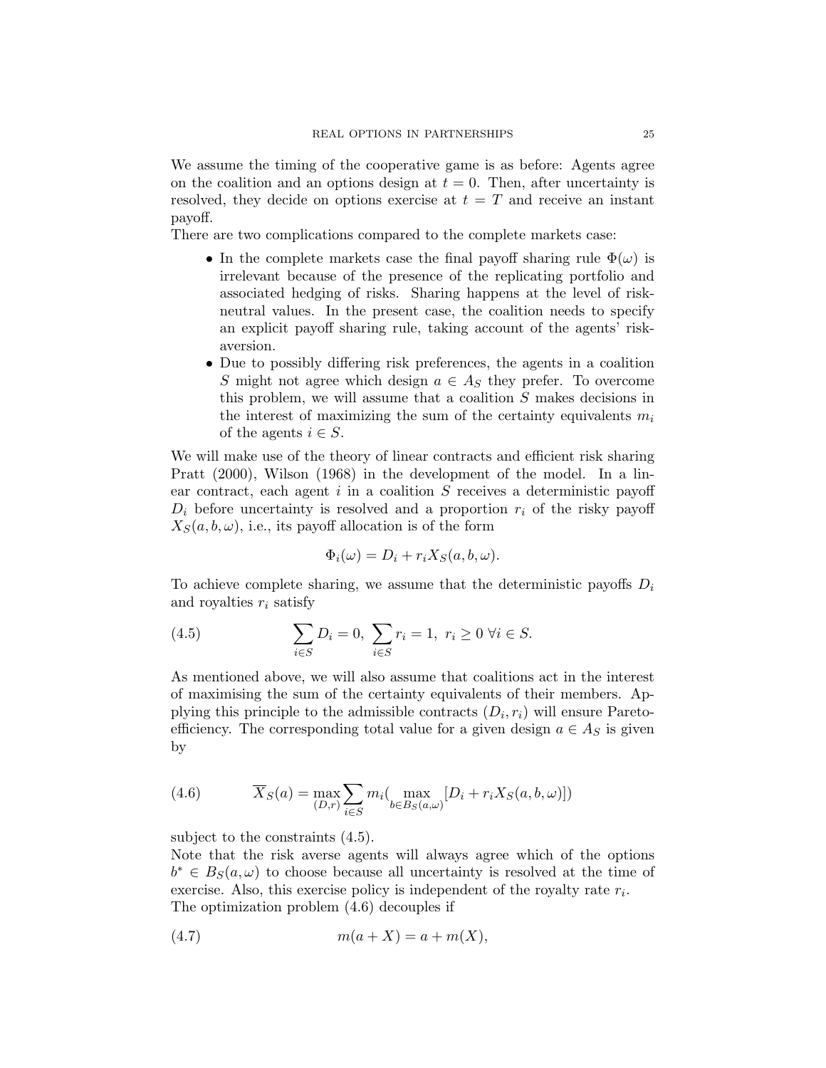We assume the timing of the cooperative game is as before: Agents agree on the coalition and an options design at $t = 0$. Then, after uncertainty is resolved, they decide on options exercise at $t = T$ and receive an instant payoff.

There are two complications compared to the complete markets case:

- In the complete markets case the final payoff sharing rule $\Phi(\omega)$ is irrelevant because of the presence of the replicating portfolio and associated hedging of risks. Sharing happens at the level of risk-neutral values. In the present case, the coalition needs to specify an explicit payoff sharing rule, taking account of the agents' risk-aversion.
- Due to possibly differing risk preferences, the agents in a coalition $S$ might not agree which design $a \in A_S$ they prefer. To overcome this problem, we will assume that a coalition $S$ makes decisions in the interest of maximizing the sum of the certainty equivalents $m_i$ of the agents $i \in S$.

We will make use of the theory of linear contracts and efficient risk sharing Pratt (2000), Wilson (1968) in the development of the model. In a linear contract, each agent $i$ in a coalition $S$ receives a deterministic payoff $D_i$ before uncertainty is resolved and a proportion $r_i$ of the risky payoff $X_S(a, b, \omega)$, i.e., its payoff allocation is of the form

$$\Phi_i(\omega) = D_i + r_i X_S(a, b, \omega).$$

To achieve complete sharing, we assume that the deterministic payoffs $D_i$ and royalties $r_i$ satisfy

$$\sum_{i \in S} D_i = 0, \ \sum_{i \in S} r_i = 1, \ r_i \geq 0 \ \forall i \in S. \tag{4.5}$$

As mentioned above, we will also assume that coalitions act in the interest of maximising the sum of the certainty equivalents of their members. Applying this principle to the admissible contracts $(D_i, r_i)$ will ensure Pareto-efficiency. The corresponding total value for a given design $a \in A_S$ is given by

$$\overline{X}_S(a) = \max_{(D,r)} \sum_{i \in S} m_i \big( \max_{b \in B_S(a,\omega)} [D_i + r_i X_S(a, b, \omega)] \big) \tag{4.6}$$

subject to the constraints (4.5).

Note that the risk averse agents will always agree which of the options $b^* \in B_S(a, \omega)$ to choose because all uncertainty is resolved at the time of exercise. Also, this exercise policy is independent of the royalty rate $r_i$.

The optimization problem (4.6) decouples if

$$m(a + X) = a + m(X), \tag{4.7}$$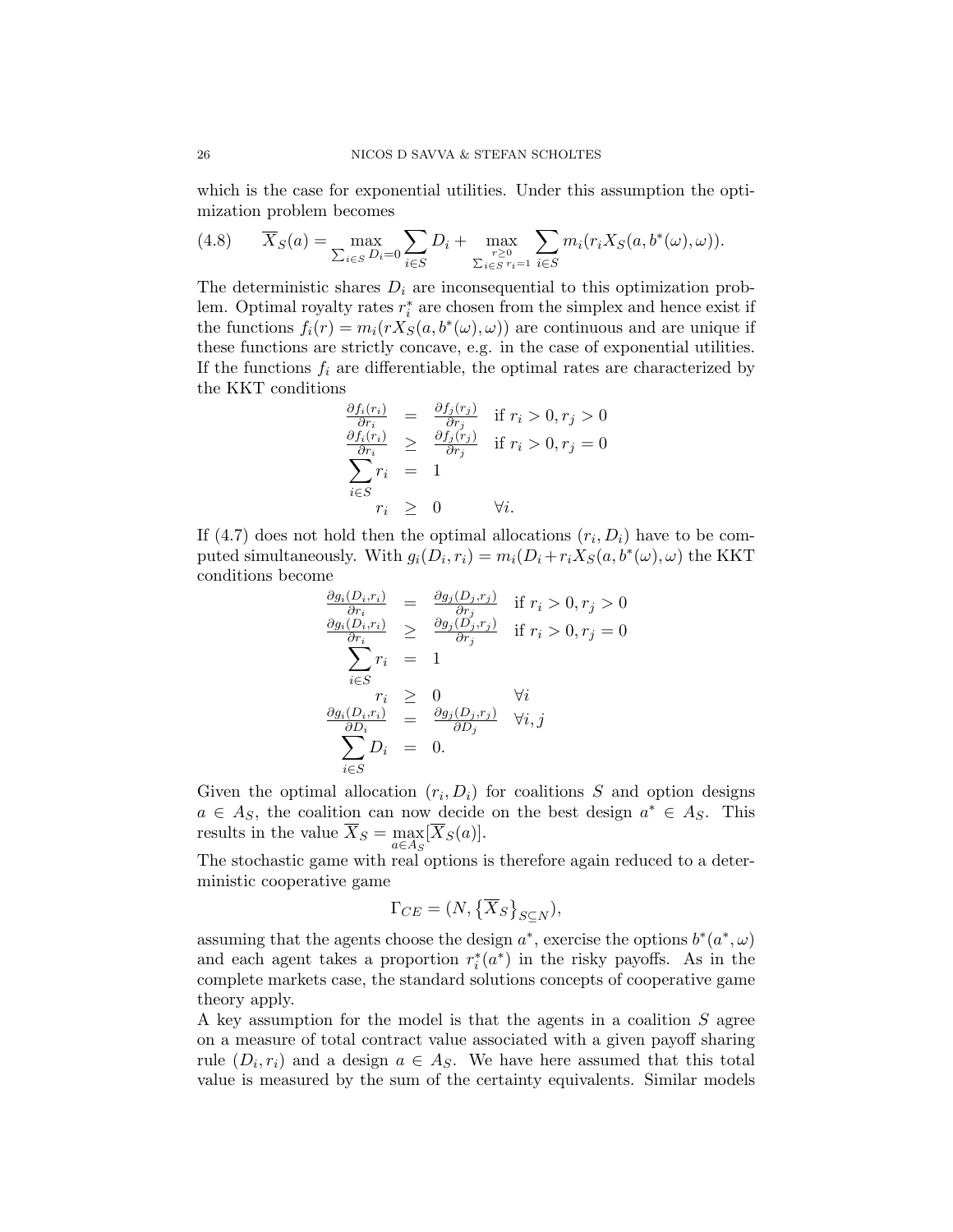which is the case for exponential utilities. Under this assumption the optimization problem becomes

$$\overline{X}_S(a) = \max_{\sum_{i \in S} D_i = 0} \sum_{i \in S} D_i + \max_{\substack{r \geq 0 \\ \sum_{i \in S} r_i = 1}} \sum_{i \in S} m_i(r_i X_S(a, b^*(\omega), \omega)). \tag{4.8}$$

The deterministic shares $D_i$ are inconsequential to this optimization problem. Optimal royalty rates $r_i^*$ are chosen from the simplex and hence exist if the functions $f_i(r) = m_i(r X_S(a, b^*(\omega), \omega))$ are continuous and are unique if these functions are strictly concave, e.g. in the case of exponential utilities. If the functions $f_i$ are differentiable, the optimal rates are characterized by the KKT conditions

$$\begin{aligned}
\frac{\partial f_i(r_i)}{\partial r_i} &= \frac{\partial f_j(r_j)}{\partial r_j} \quad \text{if } r_i > 0, r_j > 0 \\
\frac{\partial f_i(r_i)}{\partial r_i} &\geq \frac{\partial f_j(r_j)}{\partial r_j} \quad \text{if } r_i > 0, r_j = 0 \\
\sum_{i \in S} r_i &= 1 \\
r_i &\geq 0 \qquad \forall i.
\end{aligned}$$

If (4.7) does not hold then the optimal allocations $(r_i, D_i)$ have to be computed simultaneously. With $g_i(D_i, r_i) = m_i(D_i + r_i X_S(a, b^*(\omega), \omega)$ the KKT conditions become

$$\begin{aligned}
\frac{\partial g_i(D_i, r_i)}{\partial r_i} &= \frac{\partial g_j(D_j, r_j)}{\partial r_j} \quad \text{if } r_i > 0, r_j > 0 \\
\frac{\partial g_i(D_i, r_i)}{\partial r_i} &\geq \frac{\partial g_j(D_j, r_j)}{\partial r_j} \quad \text{if } r_i > 0, r_j = 0 \\
\sum_{i \in S} r_i &= 1 \\
r_i &\geq 0 \qquad \forall i \\
\frac{\partial g_i(D_i, r_i)}{\partial D_i} &= \frac{\partial g_j(D_j, r_j)}{\partial D_j} \quad \forall i, j \\
\sum_{i \in S} D_i &= 0.
\end{aligned}$$

Given the optimal allocation $(r_i, D_i)$ for coalitions $S$ and option designs $a \in A_S$, the coalition can now decide on the best design $a^* \in A_S$. This results in the value $\overline{X}_S = \max_{a \in A_S} [\overline{X}_S(a)]$.

The stochastic game with real options is therefore again reduced to a deterministic cooperative game

$$\Gamma_{CE} = (N, \{\overline{X}_S\}_{S \subseteq N}),$$

assuming that the agents choose the design $a^*$, exercise the options $b^*(a^*, \omega)$ and each agent takes a proportion $r_i^*(a^*)$ in the risky payoffs. As in the complete markets case, the standard solutions concepts of cooperative game theory apply.

A key assumption for the model is that the agents in a coalition $S$ agree on a measure of total contract value associated with a given payoff sharing rule $(D_i, r_i)$ and a design $a \in A_S$. We have here assumed that this total value is measured by the sum of the certainty equivalents. Similar models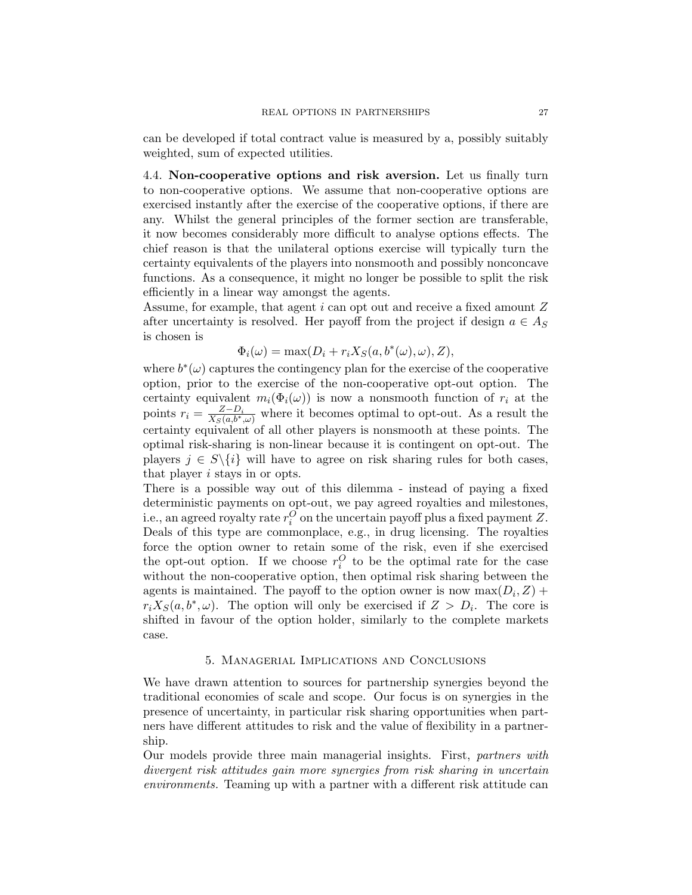can be developed if total contract value is measured by a, possibly suitably weighted, sum of expected utilities.

### 4.4. Non-cooperative options and risk aversion.

Let us finally turn to non-cooperative options. We assume that non-cooperative options are exercised instantly after the exercise of the cooperative options, if there are any. Whilst the general principles of the former section are transferable, it now becomes considerably more difficult to analyse options effects. The chief reason is that the unilateral options exercise will typically turn the certainty equivalents of the players into nonsmooth and possibly nonconcave functions. As a consequence, it might no longer be possible to split the risk efficiently in a linear way amongst the agents.

Assume, for example, that agent $i$ can opt out and receive a fixed amount $Z$ after uncertainty is resolved. Her payoff from the project if design $a \in A_S$ is chosen is

$$\Phi_i(\omega) = \max(D_i + r_i X_S(a, b^*(\omega), \omega), Z),$$

where $b^*(\omega)$ captures the contingency plan for the exercise of the cooperative option, prior to the exercise of the non-cooperative opt-out option. The certainty equivalent $m_i(\Phi_i(\omega))$ is now a nonsmooth function of $r_i$ at the points $r_i = \frac{Z - D_i}{X_S(a, b^*, \omega)}$ where it becomes optimal to opt-out. As a result the certainty equivalent of all other players is nonsmooth at these points. The optimal risk-sharing is non-linear because it is contingent on opt-out. The players $j \in S \backslash \{i\}$ will have to agree on risk sharing rules for both cases, that player $i$ stays in or opts.

There is a possible way out of this dilemma - instead of paying a fixed deterministic payments on opt-out, we pay agreed royalties and milestones, i.e., an agreed royalty rate $r_i^O$ on the uncertain payoff plus a fixed payment $Z$. Deals of this type are commonplace, e.g., in drug licensing. The royalties force the option owner to retain some of the risk, even if she exercised the opt-out option. If we choose $r_i^O$ to be the optimal rate for the case without the non-cooperative option, then optimal risk sharing between the agents is maintained. The payoff to the option owner is now $\max(D_i, Z) + r_i X_S(a, b^*, \omega)$. The option will only be exercised if $Z > D_i$. The core is shifted in favour of the option holder, similarly to the complete markets case.

## 5. Managerial Implications and Conclusions

We have drawn attention to sources for partnership synergies beyond the traditional economies of scale and scope. Our focus is on synergies in the presence of uncertainty, in particular risk sharing opportunities when partners have different attitudes to risk and the value of flexibility in a partnership.

Our models provide three main managerial insights. First, *partners with divergent risk attitudes gain more synergies from risk sharing in uncertain environments.* Teaming up with a partner with a different risk attitude can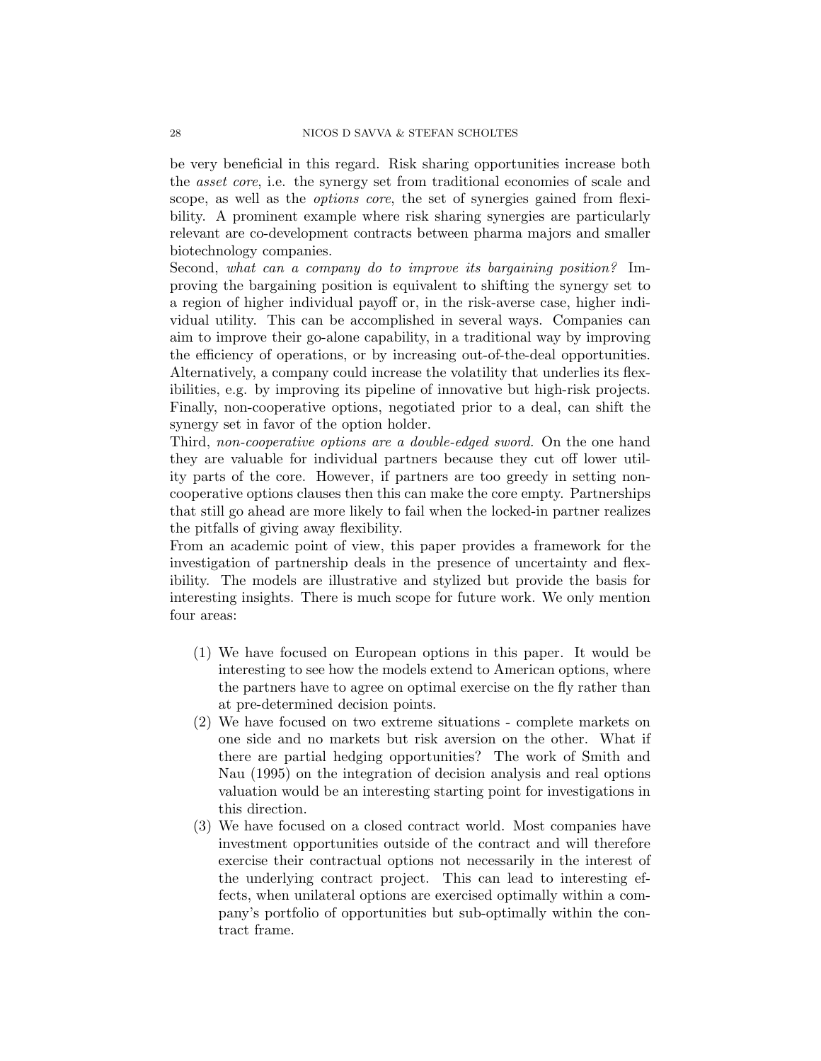be very beneficial in this regard. Risk sharing opportunities increase both the *asset core*, i.e. the synergy set from traditional economies of scale and scope, as well as the *options core*, the set of synergies gained from flexibility. A prominent example where risk sharing synergies are particularly relevant are co-development contracts between pharma majors and smaller biotechnology companies.

Second, *what can a company do to improve its bargaining position?* Improving the bargaining position is equivalent to shifting the synergy set to a region of higher individual payoff or, in the risk-averse case, higher individual utility. This can be accomplished in several ways. Companies can aim to improve their go-alone capability, in a traditional way by improving the efficiency of operations, or by increasing out-of-the-deal opportunities. Alternatively, a company could increase the volatility that underlies its flexibilities, e.g. by improving its pipeline of innovative but high-risk projects. Finally, non-cooperative options, negotiated prior to a deal, can shift the synergy set in favor of the option holder.

Third, *non-cooperative options are a double-edged sword.* On the one hand they are valuable for individual partners because they cut off lower utility parts of the core. However, if partners are too greedy in setting non-cooperative options clauses then this can make the core empty. Partnerships that still go ahead are more likely to fail when the locked-in partner realizes the pitfalls of giving away flexibility.

From an academic point of view, this paper provides a framework for the investigation of partnership deals in the presence of uncertainty and flexibility. The models are illustrative and stylized but provide the basis for interesting insights. There is much scope for future work. We only mention four areas:

(1) We have focused on European options in this paper. It would be interesting to see how the models extend to American options, where the partners have to agree on optimal exercise on the fly rather than at pre-determined decision points.

(2) We have focused on two extreme situations - complete markets on one side and no markets but risk aversion on the other. What if there are partial hedging opportunities? The work of Smith and Nau (1995) on the integration of decision analysis and real options valuation would be an interesting starting point for investigations in this direction.

(3) We have focused on a closed contract world. Most companies have investment opportunities outside of the contract and will therefore exercise their contractual options not necessarily in the interest of the underlying contract project. This can lead to interesting effects, when unilateral options are exercised optimally within a company's portfolio of opportunities but sub-optimally within the contract frame.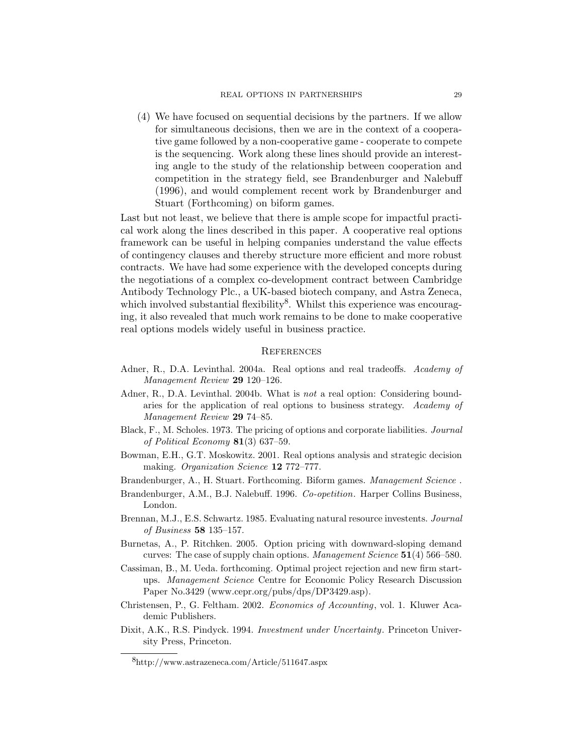(4) We have focused on sequential decisions by the partners. If we allow for simultaneous decisions, then we are in the context of a cooperative game followed by a non-cooperative game - cooperate to compete is the sequencing. Work along these lines should provide an interesting angle to the study of the relationship between cooperation and competition in the strategy field, see Brandenburger and Nalebuff (1996), and would complement recent work by Brandenburger and Stuart (Forthcoming) on biform games.

Last but not least, we believe that there is ample scope for impactful practical work along the lines described in this paper. A cooperative real options framework can be useful in helping companies understand the value effects of contingency clauses and thereby structure more efficient and more robust contracts. We have had some experience with the developed concepts during the negotiations of a complex co-development contract between Cambridge Antibody Technology Plc., a UK-based biotech company, and Astra Zeneca, which involved substantial flexibility[8]. Whilst this experience was encouraging, it also revealed that much work remains to be done to make cooperative real options models widely useful in business practice.

## References

Adner, R., D.A. Levinthal. 2004a. Real options and real tradeoffs. *Academy of Management Review* **29** 120–126.

Adner, R., D.A. Levinthal. 2004b. What is *not* a real option: Considering boundaries for the application of real options to business strategy. *Academy of Management Review* **29** 74–85.

Black, F., M. Scholes. 1973. The pricing of options and corporate liabilities. *Journal of Political Economy* **81**(3) 637–59.

Bowman, E.H., G.T. Moskowitz. 2001. Real options analysis and strategic decision making. *Organization Science* **12** 772–777.

Brandenburger, A., H. Stuart. Forthcoming. Biform games. *Management Science* .

Brandenburger, A.M., B.J. Nalebuff. 1996. *Co-opetition*. Harper Collins Business, London.

Brennan, M.J., E.S. Schwartz. 1985. Evaluating natural resource investents. *Journal of Business* **58** 135–157.

Burnetas, A., P. Ritchken. 2005. Option pricing with downward-sloping demand curves: The case of supply chain options. *Management Science* **51**(4) 566–580.

Cassiman, B., M. Ueda. forthcoming. Optimal project rejection and new firm startups. *Management Science* Centre for Economic Policy Research Discussion Paper No.3429 (www.cepr.org/pubs/dps/DP3429.asp).

Christensen, P., G. Feltham. 2002. *Economics of Accounting*, vol. 1. Kluwer Academic Publishers.

Dixit, A.K., R.S. Pindyck. 1994. *Investment under Uncertainty*. Princeton University Press, Princeton.

[8] http://www.astrazeneca.com/Article/511647.aspx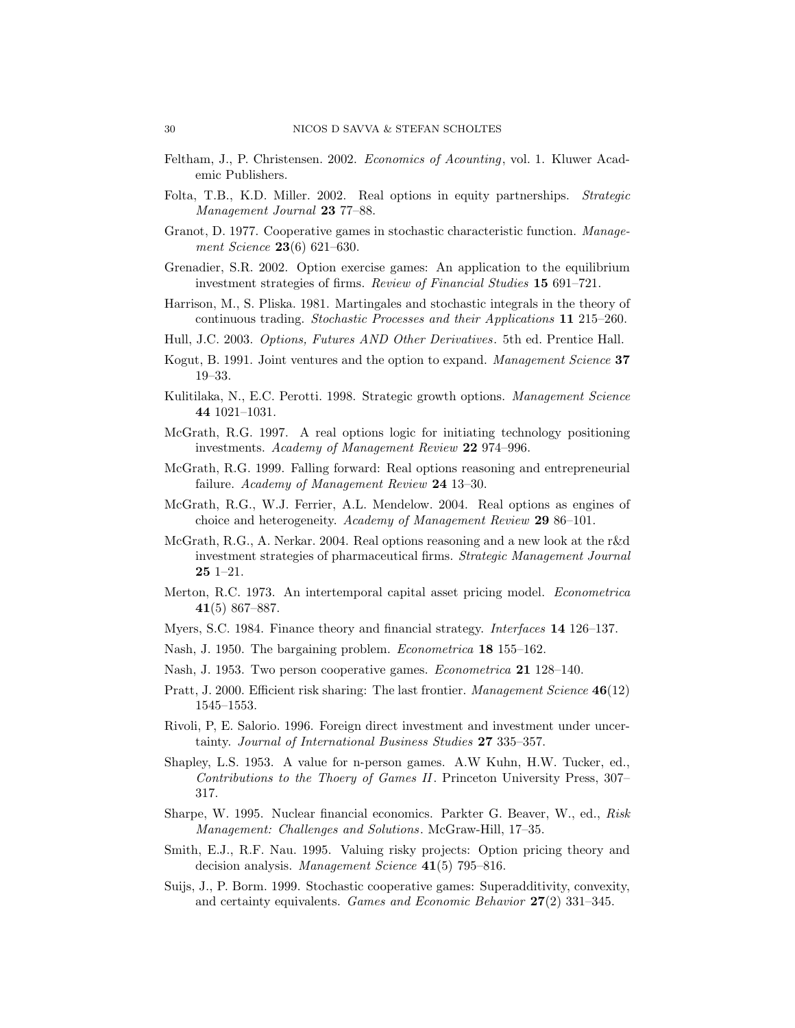Feltham, J., P. Christensen. 2002. *Economics of Acounting*, vol. 1. Kluwer Academic Publishers.

Folta, T.B., K.D. Miller. 2002. Real options in equity partnerships. *Strategic Management Journal* **23** 77–88.

Granot, D. 1977. Cooperative games in stochastic characteristic function. *Management Science* **23**(6) 621–630.

Grenadier, S.R. 2002. Option exercise games: An application to the equilibrium investment strategies of firms. *Review of Financial Studies* **15** 691–721.

Harrison, M., S. Pliska. 1981. Martingales and stochastic integrals in the theory of continuous trading. *Stochastic Processes and their Applications* **11** 215–260.

Hull, J.C. 2003. *Options, Futures AND Other Derivatives*. 5th ed. Prentice Hall.

Kogut, B. 1991. Joint ventures and the option to expand. *Management Science* **37** 19–33.

Kulitilaka, N., E.C. Perotti. 1998. Strategic growth options. *Management Science* **44** 1021–1031.

McGrath, R.G. 1997. A real options logic for initiating technology positioning investments. *Academy of Management Review* **22** 974–996.

McGrath, R.G. 1999. Falling forward: Real options reasoning and entrepreneurial failure. *Academy of Management Review* **24** 13–30.

McGrath, R.G., W.J. Ferrier, A.L. Mendelow. 2004. Real options as engines of choice and heterogeneity. *Academy of Management Review* **29** 86–101.

McGrath, R.G., A. Nerkar. 2004. Real options reasoning and a new look at the r&d investment strategies of pharmaceutical firms. *Strategic Management Journal* **25** 1–21.

Merton, R.C. 1973. An intertemporal capital asset pricing model. *Econometrica* **41**(5) 867–887.

Myers, S.C. 1984. Finance theory and financial strategy. *Interfaces* **14** 126–137.

Nash, J. 1950. The bargaining problem. *Econometrica* **18** 155–162.

Nash, J. 1953. Two person cooperative games. *Econometrica* **21** 128–140.

Pratt, J. 2000. Efficient risk sharing: The last frontier. *Management Science* **46**(12) 1545–1553.

Rivoli, P, E. Salorio. 1996. Foreign direct investment and investment under uncertainty. *Journal of International Business Studies* **27** 335–357.

Shapley, L.S. 1953. A value for n-person games. A.W Kuhn, H.W. Tucker, ed., *Contributions to the Thoery of Games II*. Princeton University Press, 307–317.

Sharpe, W. 1995. Nuclear financial economics. Parkter G. Beaver, W., ed., *Risk Management: Challenges and Solutions*. McGraw-Hill, 17–35.

Smith, E.J., R.F. Nau. 1995. Valuing risky projects: Option pricing theory and decision analysis. *Management Science* **41**(5) 795–816.

Suijs, J., P. Borm. 1999. Stochastic cooperative games: Superadditivity, convexity, and certainty equivalents. *Games and Economic Behavior* **27**(2) 331–345.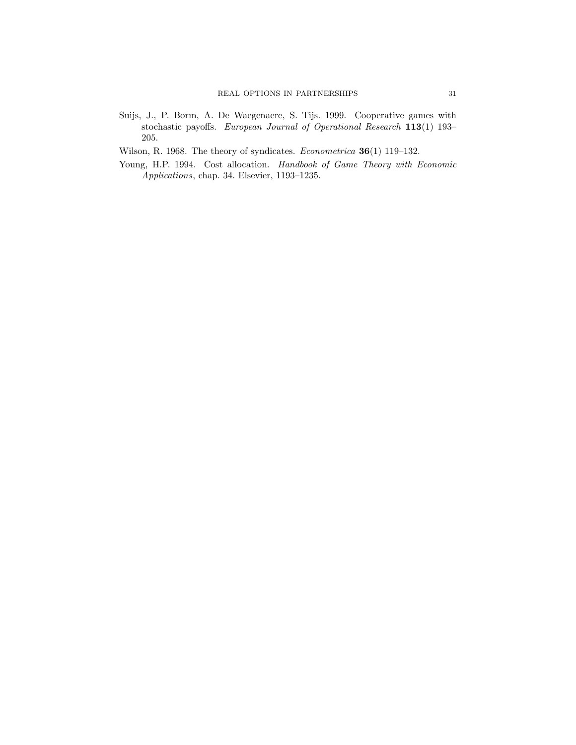Suijs, J., P. Borm, A. De Waegenaere, S. Tijs. 1999. Cooperative games with stochastic payoffs. *European Journal of Operational Research* **113**(1) 193–205.

Wilson, R. 1968. The theory of syndicates. *Econometrica* **36**(1) 119–132.

Young, H.P. 1994. Cost allocation. *Handbook of Game Theory with Economic Applications*, chap. 34. Elsevier, 1193–1235.